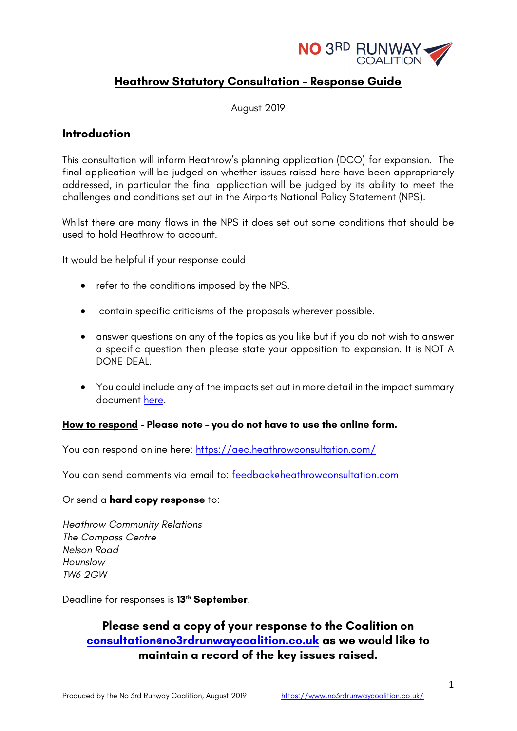NO 3RD RUNWAY COALITION

# Heathrow Statutory Consultation – Response Guide

August 2019

## Introduction

This consultation will inform Heathrow's planning application (DCO) for expansion. The final application will be judged on whether issues raised here have been appropriately addressed, in particular the final application will be judged by its ability to meet the challenges and conditions set out in the Airports National Policy Statement (NPS).

Whilst there are many flaws in the NPS it does set out some conditions that should be used to hold Heathrow to account.

It would be helpful if your response could

- refer to the conditions imposed by the NPS.
- contain specific criticisms of the proposals wherever possible.
- answer questions on any of the topics as you like but if you do not wish to answer a specific question then please state your opposition to expansion. It is NOT A DONE DEAL.
- You could include any of the impacts set out in more detail in the impact summary document here.

**How to respond – Please note – you do not have to use the online form.**

You can respond online here: https://aec.heathrowconsultation.com/

You can send comments via email to: feedback@heathrowconsultation.com

Or send a **hard copy response** to:

*Heathrow Community Relations*
*The Compass Centre*
*Nelson Road*
*Hounslow*
*TW6 2GW*

Deadline for responses is **13th September**.

**Please send a copy of your response to the Coalition on consultation@no3rdrunwaycoalition.co.uk as we would like to maintain a record of the key issues raised.**

Produced by the No 3rd Runway Coalition, August 2019 https://www.no3rdrunwaycoalition.co.uk/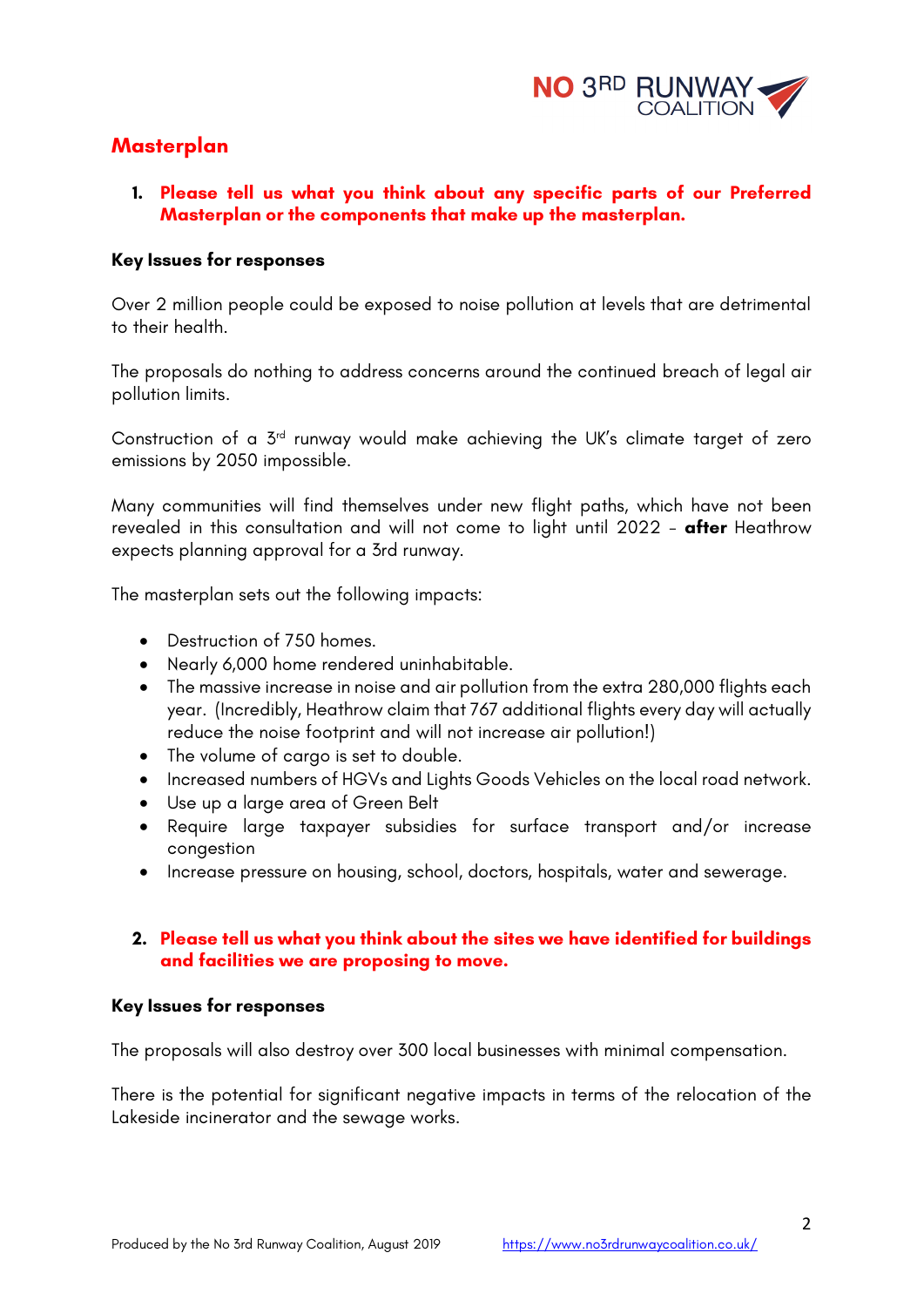## Masterplan

1. **Please tell us what you think about any specific parts of our Preferred Masterplan or the components that make up the masterplan.**

**Key Issues for responses**

Over 2 million people could be exposed to noise pollution at levels that are detrimental to their health.

The proposals do nothing to address concerns around the continued breach of legal air pollution limits.

Construction of a 3rd runway would make achieving the UK's climate target of zero emissions by 2050 impossible.

Many communities will find themselves under new flight paths, which have not been revealed in this consultation and will not come to light until 2022 – **after** Heathrow expects planning approval for a 3rd runway.

The masterplan sets out the following impacts:

- Destruction of 750 homes.
- Nearly 6,000 home rendered uninhabitable.
- The massive increase in noise and air pollution from the extra 280,000 flights each year. (Incredibly, Heathrow claim that 767 additional flights every day will actually reduce the noise footprint and will not increase air pollution!)
- The volume of cargo is set to double.
- Increased numbers of HGVs and Lights Goods Vehicles on the local road network.
- Use up a large area of Green Belt
- Require large taxpayer subsidies for surface transport and/or increase congestion
- Increase pressure on housing, school, doctors, hospitals, water and sewerage.

2. **Please tell us what you think about the sites we have identified for buildings and facilities we are proposing to move.**

**Key Issues for responses**

The proposals will also destroy over 300 local businesses with minimal compensation.

There is the potential for significant negative impacts in terms of the relocation of the Lakeside incinerator and the sewage works.

Produced by the No 3rd Runway Coalition, August 2019 https://www.no3rdrunwaycoalition.co.uk/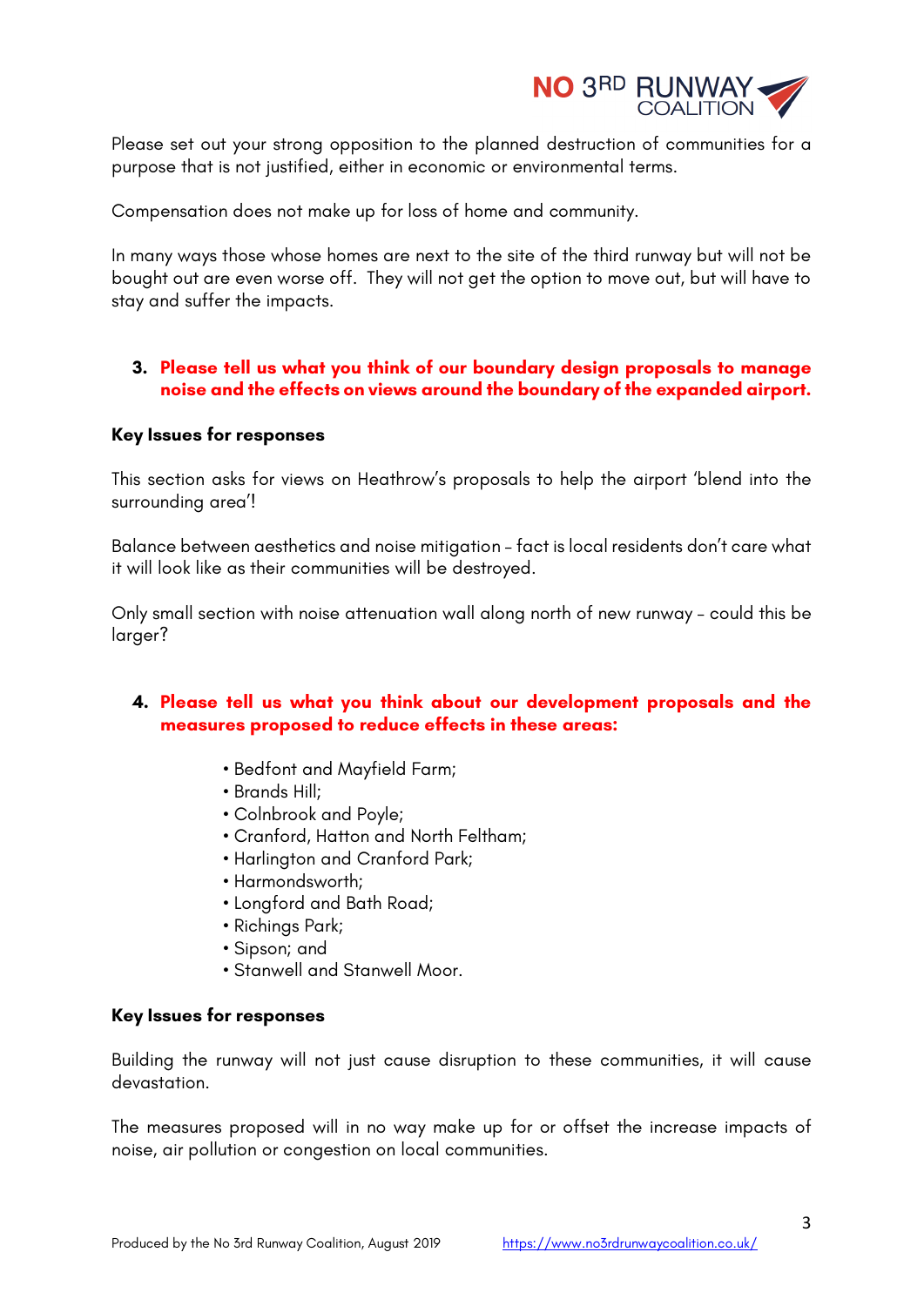Please set out your strong opposition to the planned destruction of communities for a purpose that is not justified, either in economic or environmental terms.

Compensation does not make up for loss of home and community.

In many ways those whose homes are next to the site of the third runway but will not be bought out are even worse off. They will not get the option to move out, but will have to stay and suffer the impacts.

3. **Please tell us what you think of our boundary design proposals to manage noise and the effects on views around the boundary of the expanded airport.**

**Key Issues for responses**

This section asks for views on Heathrow's proposals to help the airport 'blend into the surrounding area'!

Balance between aesthetics and noise mitigation – fact is local residents don't care what it will look like as their communities will be destroyed.

Only small section with noise attenuation wall along north of new runway – could this be larger?

4. **Please tell us what you think about our development proposals and the measures proposed to reduce effects in these areas:**

   - Bedfont and Mayfield Farm;
   - Brands Hill;
   - Colnbrook and Poyle;
   - Cranford, Hatton and North Feltham;
   - Harlington and Cranford Park;
   - Harmondsworth;
   - Longford and Bath Road;
   - Richings Park;
   - Sipson; and
   - Stanwell and Stanwell Moor.

**Key Issues for responses**

Building the runway will not just cause disruption to these communities, it will cause devastation.

The measures proposed will in no way make up for or offset the increase impacts of noise, air pollution or congestion on local communities.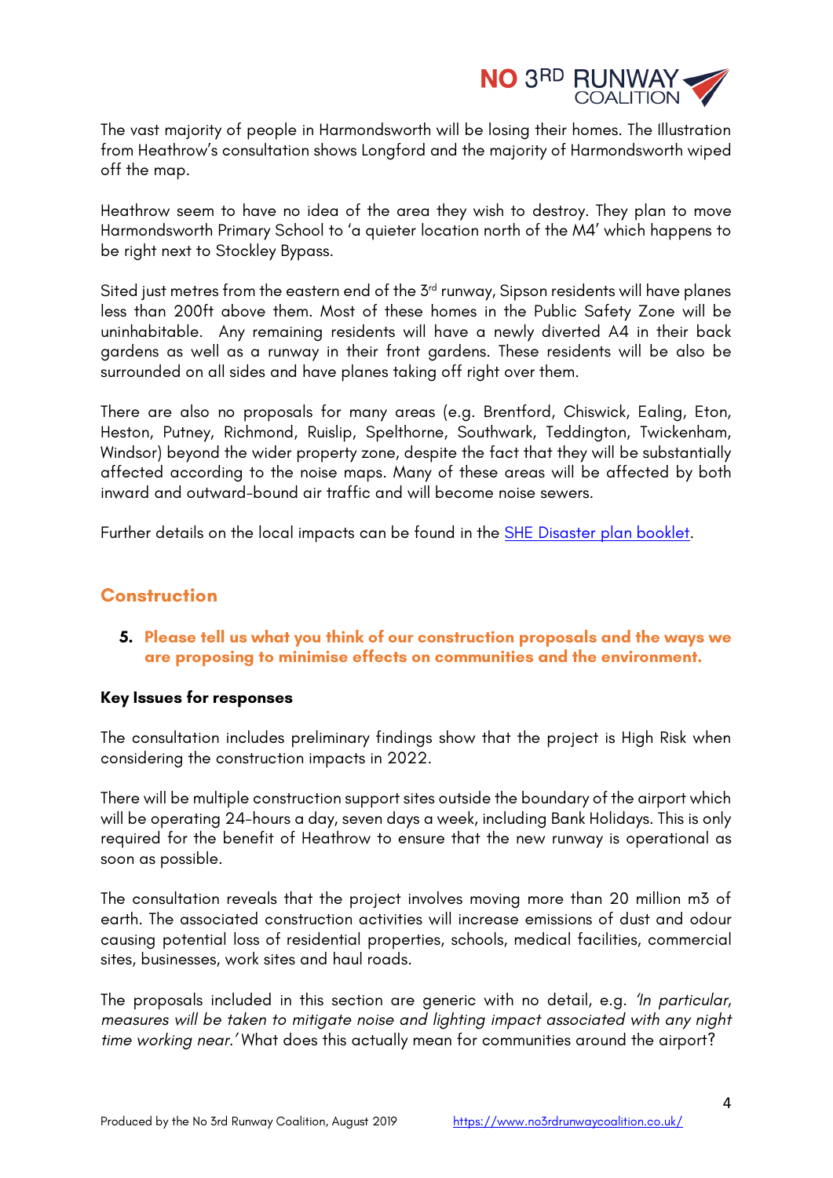The vast majority of people in Harmondsworth will be losing their homes. The Illustration from Heathrow's consultation shows Longford and the majority of Harmondsworth wiped off the map.

Heathrow seem to have no idea of the area they wish to destroy. They plan to move Harmondsworth Primary School to 'a quieter location north of the M4' which happens to be right next to Stockley Bypass.

Sited just metres from the eastern end of the 3rd runway, Sipson residents will have planes less than 200ft above them. Most of these homes in the Public Safety Zone will be uninhabitable. Any remaining residents will have a newly diverted A4 in their back gardens as well as a runway in their front gardens. These residents will be also be surrounded on all sides and have planes taking off right over them.

There are also no proposals for many areas (e.g. Brentford, Chiswick, Ealing, Eton, Heston, Putney, Richmond, Ruislip, Spelthorne, Southwark, Teddington, Twickenham, Windsor) beyond the wider property zone, despite the fact that they will be substantially affected according to the noise maps. Many of these areas will be affected by both inward and outward-bound air traffic and will become noise sewers.

Further details on the local impacts can be found in the SHE Disaster plan booklet.

## Construction

5. **Please tell us what you think of our construction proposals and the ways we are proposing to minimise effects on communities and the environment.**

**Key Issues for responses**

The consultation includes preliminary findings show that the project is High Risk when considering the construction impacts in 2022.

There will be multiple construction support sites outside the boundary of the airport which will be operating 24-hours a day, seven days a week, including Bank Holidays. This is only required for the benefit of Heathrow to ensure that the new runway is operational as soon as possible.

The consultation reveals that the project involves moving more than 20 million m3 of earth. The associated construction activities will increase emissions of dust and odour causing potential loss of residential properties, schools, medical facilities, commercial sites, businesses, work sites and haul roads.

The proposals included in this section are generic with no detail, e.g. *'In particular, measures will be taken to mitigate noise and lighting impact associated with any night time working near.'* What does this actually mean for communities around the airport?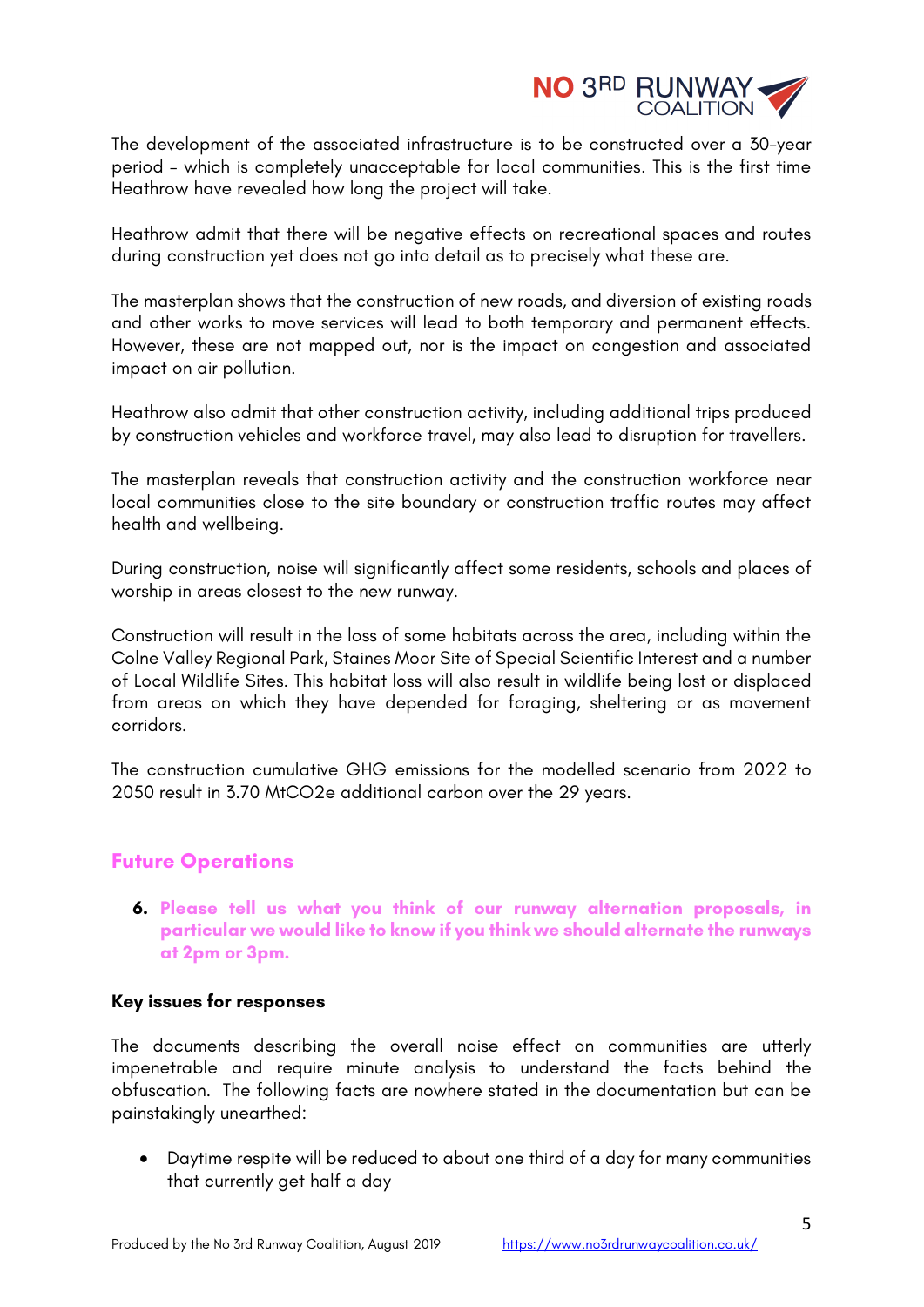The development of the associated infrastructure is to be constructed over a 30-year period – which is completely unacceptable for local communities. This is the first time Heathrow have revealed how long the project will take.

Heathrow admit that there will be negative effects on recreational spaces and routes during construction yet does not go into detail as to precisely what these are.

The masterplan shows that the construction of new roads, and diversion of existing roads and other works to move services will lead to both temporary and permanent effects. However, these are not mapped out, nor is the impact on congestion and associated impact on air pollution.

Heathrow also admit that other construction activity, including additional trips produced by construction vehicles and workforce travel, may also lead to disruption for travellers.

The masterplan reveals that construction activity and the construction workforce near local communities close to the site boundary or construction traffic routes may affect health and wellbeing.

During construction, noise will significantly affect some residents, schools and places of worship in areas closest to the new runway.

Construction will result in the loss of some habitats across the area, including within the Colne Valley Regional Park, Staines Moor Site of Special Scientific Interest and a number of Local Wildlife Sites. This habitat loss will also result in wildlife being lost or displaced from areas on which they have depended for foraging, sheltering or as movement corridors.

The construction cumulative GHG emissions for the modelled scenario from 2022 to 2050 result in 3.70 MtCO2e additional carbon over the 29 years.

## Future Operations

6. **Please tell us what you think of our runway alternation proposals, in particular we would like to know if you think we should alternate the runways at 2pm or 3pm.**

**Key issues for responses**

The documents describing the overall noise effect on communities are utterly impenetrable and require minute analysis to understand the facts behind the obfuscation. The following facts are nowhere stated in the documentation but can be painstakingly unearthed:

- Daytime respite will be reduced to about one third of a day for many communities that currently get half a day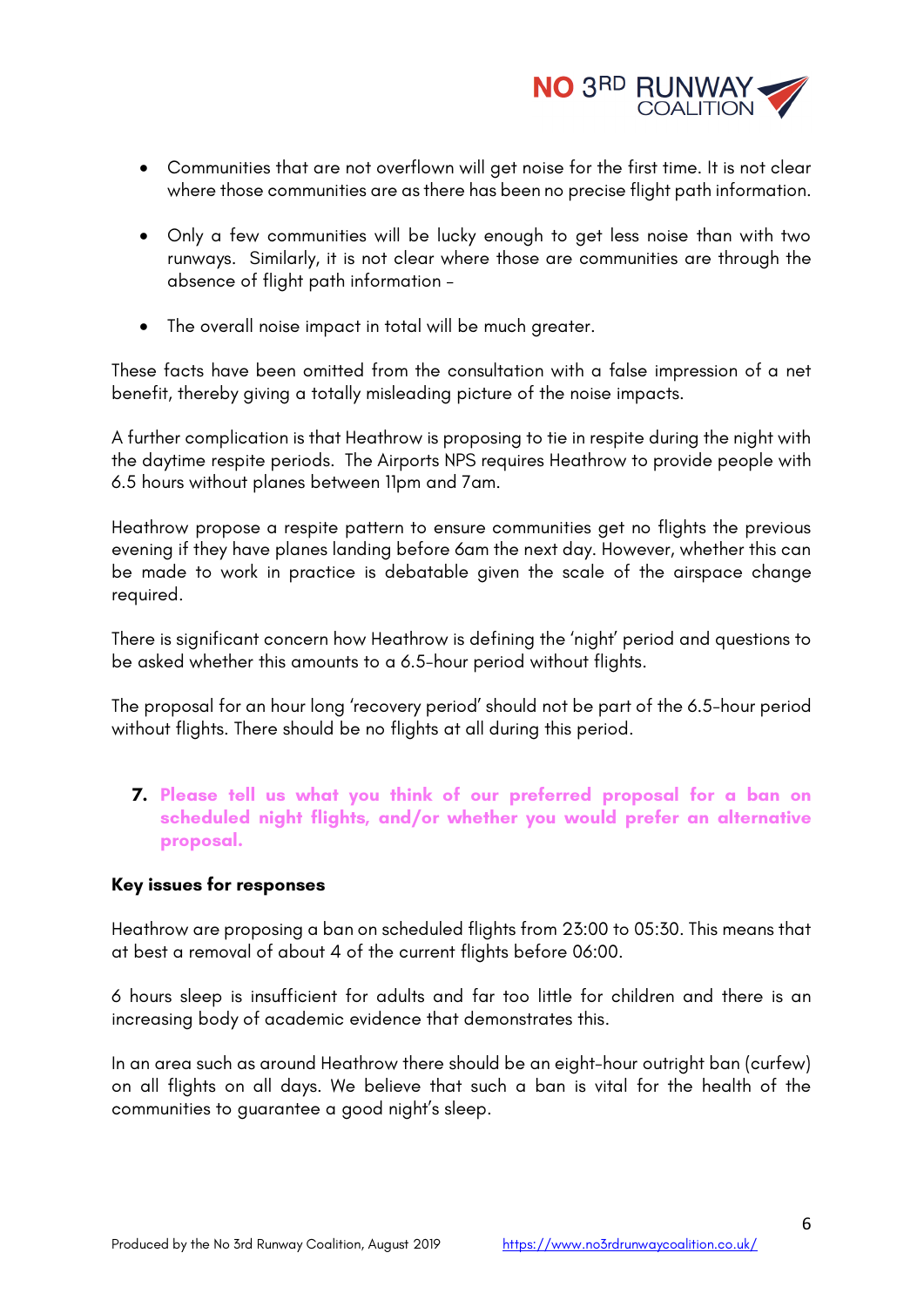- Communities that are not overflown will get noise for the first time. It is not clear where those communities are as there has been no precise flight path information.

- Only a few communities will be lucky enough to get less noise than with two runways. Similarly, it is not clear where those are communities are through the absence of flight path information –

- The overall noise impact in total will be much greater.

These facts have been omitted from the consultation with a false impression of a net benefit, thereby giving a totally misleading picture of the noise impacts.

A further complication is that Heathrow is proposing to tie in respite during the night with the daytime respite periods. The Airports NPS requires Heathrow to provide people with 6.5 hours without planes between 11pm and 7am.

Heathrow propose a respite pattern to ensure communities get no flights the previous evening if they have planes landing before 6am the next day. However, whether this can be made to work in practice is debatable given the scale of the airspace change required.

There is significant concern how Heathrow is defining the 'night' period and questions to be asked whether this amounts to a 6.5-hour period without flights.

The proposal for an hour long 'recovery period' should not be part of the 6.5-hour period without flights. There should be no flights at all during this period.

7. **Please tell us what you think of our preferred proposal for a ban on scheduled night flights, and/or whether you would prefer an alternative proposal.**

**Key issues for responses**

Heathrow are proposing a ban on scheduled flights from 23:00 to 05:30. This means that at best a removal of about 4 of the current flights before 06:00.

6 hours sleep is insufficient for adults and far too little for children and there is an increasing body of academic evidence that demonstrates this.

In an area such as around Heathrow there should be an eight-hour outright ban (curfew) on all flights on all days. We believe that such a ban is vital for the health of the communities to guarantee a good night's sleep.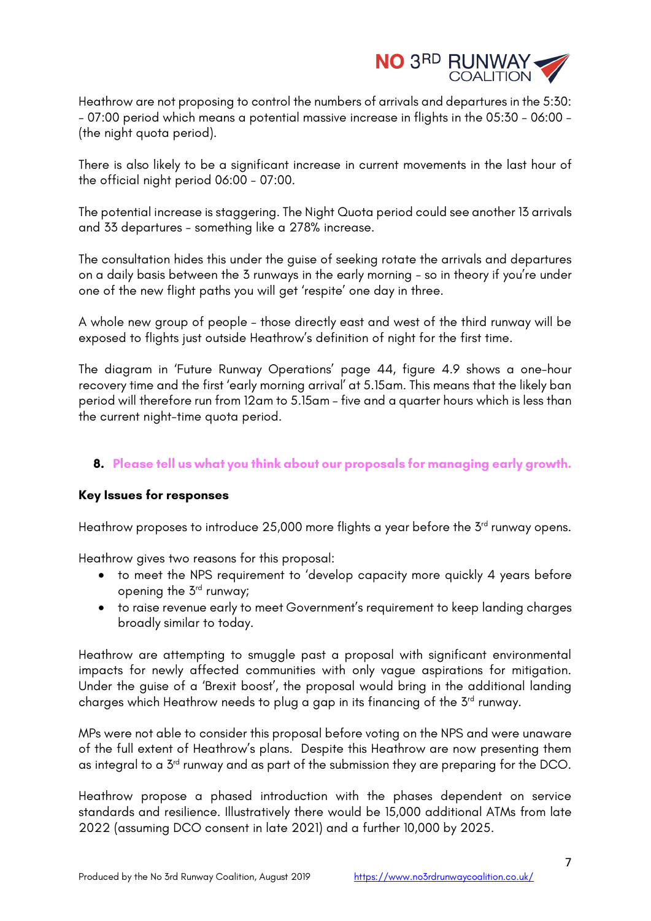Heathrow are not proposing to control the numbers of arrivals and departures in the 5:30: - 07:00 period which means a potential massive increase in flights in the 05:30 - 06:00 - (the night quota period).

There is also likely to be a significant increase in current movements in the last hour of the official night period 06:00 - 07:00.

The potential increase is staggering. The Night Quota period could see another 13 arrivals and 33 departures - something like a 278% increase.

The consultation hides this under the guise of seeking rotate the arrivals and departures on a daily basis between the 3 runways in the early morning - so in theory if you're under one of the new flight paths you will get 'respite' one day in three.

A whole new group of people - those directly east and west of the third runway will be exposed to flights just outside Heathrow's definition of night for the first time.

The diagram in 'Future Runway Operations' page 44, figure 4.9 shows a one-hour recovery time and the first 'early morning arrival' at 5.15am. This means that the likely ban period will therefore run from 12am to 5.15am - five and a quarter hours which is less than the current night-time quota period.

## 8. Please tell us what you think about our proposals for managing early growth.

**Key Issues for responses**

Heathrow proposes to introduce 25,000 more flights a year before the 3rd runway opens.

Heathrow gives two reasons for this proposal:

- to meet the NPS requirement to 'develop capacity more quickly 4 years before opening the 3rd runway;
- to raise revenue early to meet Government's requirement to keep landing charges broadly similar to today.

Heathrow are attempting to smuggle past a proposal with significant environmental impacts for newly affected communities with only vague aspirations for mitigation. Under the guise of a 'Brexit boost', the proposal would bring in the additional landing charges which Heathrow needs to plug a gap in its financing of the 3rd runway.

MPs were not able to consider this proposal before voting on the NPS and were unaware of the full extent of Heathrow's plans. Despite this Heathrow are now presenting them as integral to a 3rd runway and as part of the submission they are preparing for the DCO.

Heathrow propose a phased introduction with the phases dependent on service standards and resilience. Illustratively there would be 15,000 additional ATMs from late 2022 (assuming DCO consent in late 2021) and a further 10,000 by 2025.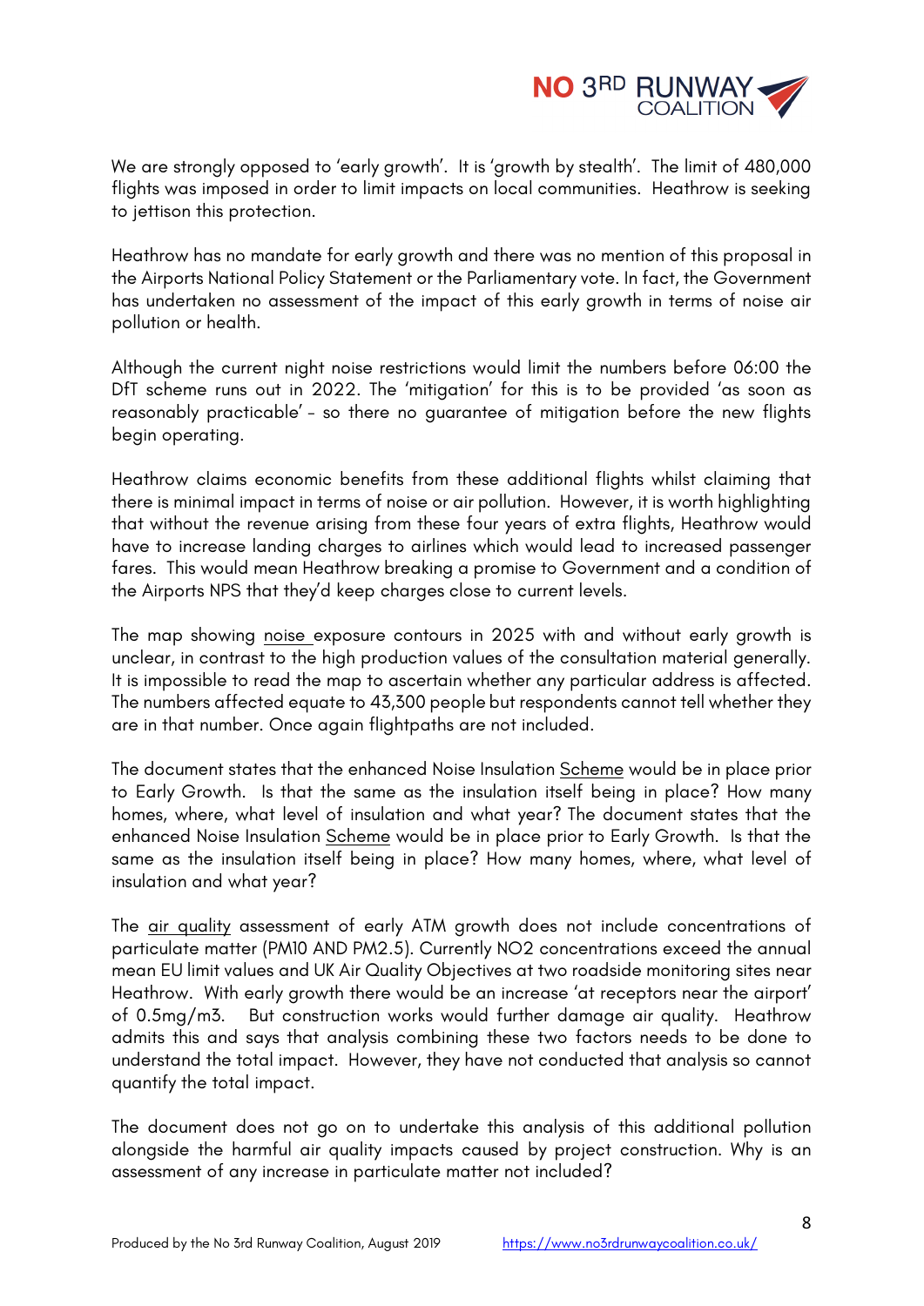We are strongly opposed to 'early growth'. It is 'growth by stealth'. The limit of 480,000 flights was imposed in order to limit impacts on local communities. Heathrow is seeking to jettison this protection.

Heathrow has no mandate for early growth and there was no mention of this proposal in the Airports National Policy Statement or the Parliamentary vote. In fact, the Government has undertaken no assessment of the impact of this early growth in terms of noise air pollution or health.

Although the current night noise restrictions would limit the numbers before 06:00 the DfT scheme runs out in 2022. The 'mitigation' for this is to be provided 'as soon as reasonably practicable' – so there no guarantee of mitigation before the new flights begin operating.

Heathrow claims economic benefits from these additional flights whilst claiming that there is minimal impact in terms of noise or air pollution. However, it is worth highlighting that without the revenue arising from these four years of extra flights, Heathrow would have to increase landing charges to airlines which would lead to increased passenger fares. This would mean Heathrow breaking a promise to Government and a condition of the Airports NPS that they'd keep charges close to current levels.

The map showing noise exposure contours in 2025 with and without early growth is unclear, in contrast to the high production values of the consultation material generally. It is impossible to read the map to ascertain whether any particular address is affected. The numbers affected equate to 43,300 people but respondents cannot tell whether they are in that number. Once again flightpaths are not included.

The document states that the enhanced Noise Insulation Scheme would be in place prior to Early Growth. Is that the same as the insulation itself being in place? How many homes, where, what level of insulation and what year? The document states that the enhanced Noise Insulation Scheme would be in place prior to Early Growth. Is that the same as the insulation itself being in place? How many homes, where, what level of insulation and what year?

The air quality assessment of early ATM growth does not include concentrations of particulate matter (PM10 AND PM2.5). Currently $NO_2$ concentrations exceed the annual mean EU limit values and UK Air Quality Objectives at two roadside monitoring sites near Heathrow. With early growth there would be an increase 'at receptors near the airport' of 0.5mg/m3. But construction works would further damage air quality. Heathrow admits this and says that analysis combining these two factors needs to be done to understand the total impact. However, they have not conducted that analysis so cannot quantify the total impact.

The document does not go on to undertake this analysis of this additional pollution alongside the harmful air quality impacts caused by project construction. Why is an assessment of any increase in particulate matter not included?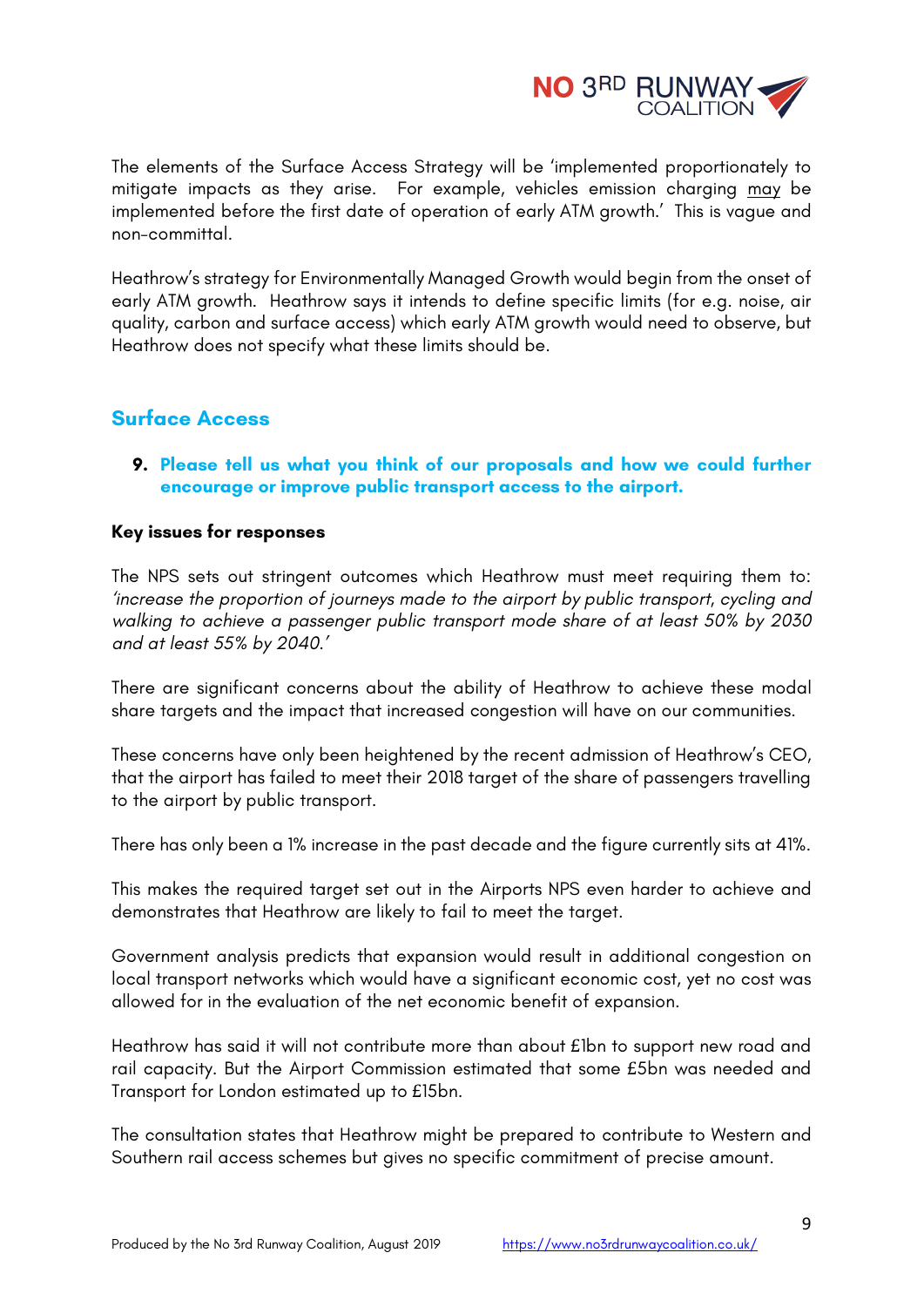The elements of the Surface Access Strategy will be 'implemented proportionately to mitigate impacts as they arise. For example, vehicles emission charging <u>may</u> be implemented before the first date of operation of early ATM growth.' This is vague and non-committal.

Heathrow's strategy for Environmentally Managed Growth would begin from the onset of early ATM growth. Heathrow says it intends to define specific limits (for e.g. noise, air quality, carbon and surface access) which early ATM growth would need to observe, but Heathrow does not specify what these limits should be.

## Surface Access

**9. Please tell us what you think of our proposals and how we could further encourage or improve public transport access to the airport.**

### Key issues for responses

The NPS sets out stringent outcomes which Heathrow must meet requiring them to: *'increase the proportion of journeys made to the airport by public transport, cycling and walking to achieve a passenger public transport mode share of at least 50% by 2030 and at least 55% by 2040.'*

There are significant concerns about the ability of Heathrow to achieve these modal share targets and the impact that increased congestion will have on our communities.

These concerns have only been heightened by the recent admission of Heathrow's CEO, that the airport has failed to meet their 2018 target of the share of passengers travelling to the airport by public transport.

There has only been a 1% increase in the past decade and the figure currently sits at 41%.

This makes the required target set out in the Airports NPS even harder to achieve and demonstrates that Heathrow are likely to fail to meet the target.

Government analysis predicts that expansion would result in additional congestion on local transport networks which would have a significant economic cost, yet no cost was allowed for in the evaluation of the net economic benefit of expansion.

Heathrow has said it will not contribute more than about £1bn to support new road and rail capacity. But the Airport Commission estimated that some £5bn was needed and Transport for London estimated up to £15bn.

The consultation states that Heathrow might be prepared to contribute to Western and Southern rail access schemes but gives no specific commitment of precise amount.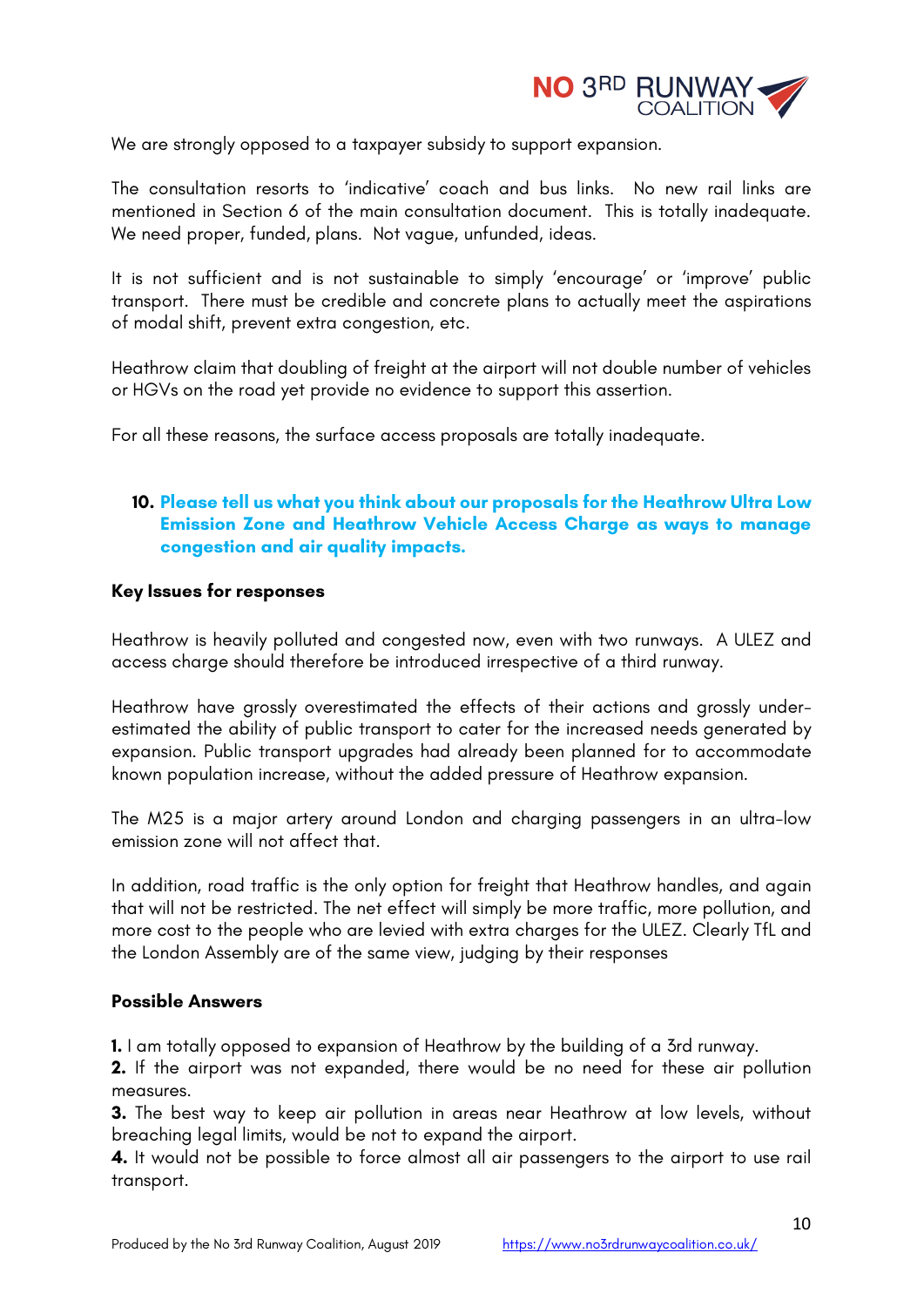We are strongly opposed to a taxpayer subsidy to support expansion.

The consultation resorts to 'indicative' coach and bus links. No new rail links are mentioned in Section 6 of the main consultation document. This is totally inadequate. We need proper, funded, plans. Not vague, unfunded, ideas.

It is not sufficient and is not sustainable to simply 'encourage' or 'improve' public transport. There must be credible and concrete plans to actually meet the aspirations of modal shift, prevent extra congestion, etc.

Heathrow claim that doubling of freight at the airport will not double number of vehicles or HGVs on the road yet provide no evidence to support this assertion.

For all these reasons, the surface access proposals are totally inadequate.

## 10. Please tell us what you think about our proposals for the Heathrow Ultra Low Emission Zone and Heathrow Vehicle Access Charge as ways to manage congestion and air quality impacts.

**Key Issues for responses**

Heathrow is heavily polluted and congested now, even with two runways. A ULEZ and access charge should therefore be introduced irrespective of a third runway.

Heathrow have grossly overestimated the effects of their actions and grossly under-estimated the ability of public transport to cater for the increased needs generated by expansion. Public transport upgrades had already been planned for to accommodate known population increase, without the added pressure of Heathrow expansion.

The M25 is a major artery around London and charging passengers in an ultra-low emission zone will not affect that.

In addition, road traffic is the only option for freight that Heathrow handles, and again that will not be restricted. The net effect will simply be more traffic, more pollution, and more cost to the people who are levied with extra charges for the ULEZ. Clearly TfL and the London Assembly are of the same view, judging by their responses

**Possible Answers**

**1.** I am totally opposed to expansion of Heathrow by the building of a 3rd runway.
**2.** If the airport was not expanded, there would be no need for these air pollution measures.
**3.** The best way to keep air pollution in areas near Heathrow at low levels, without breaching legal limits, would be not to expand the airport.
**4.** It would not be possible to force almost all air passengers to the airport to use rail transport.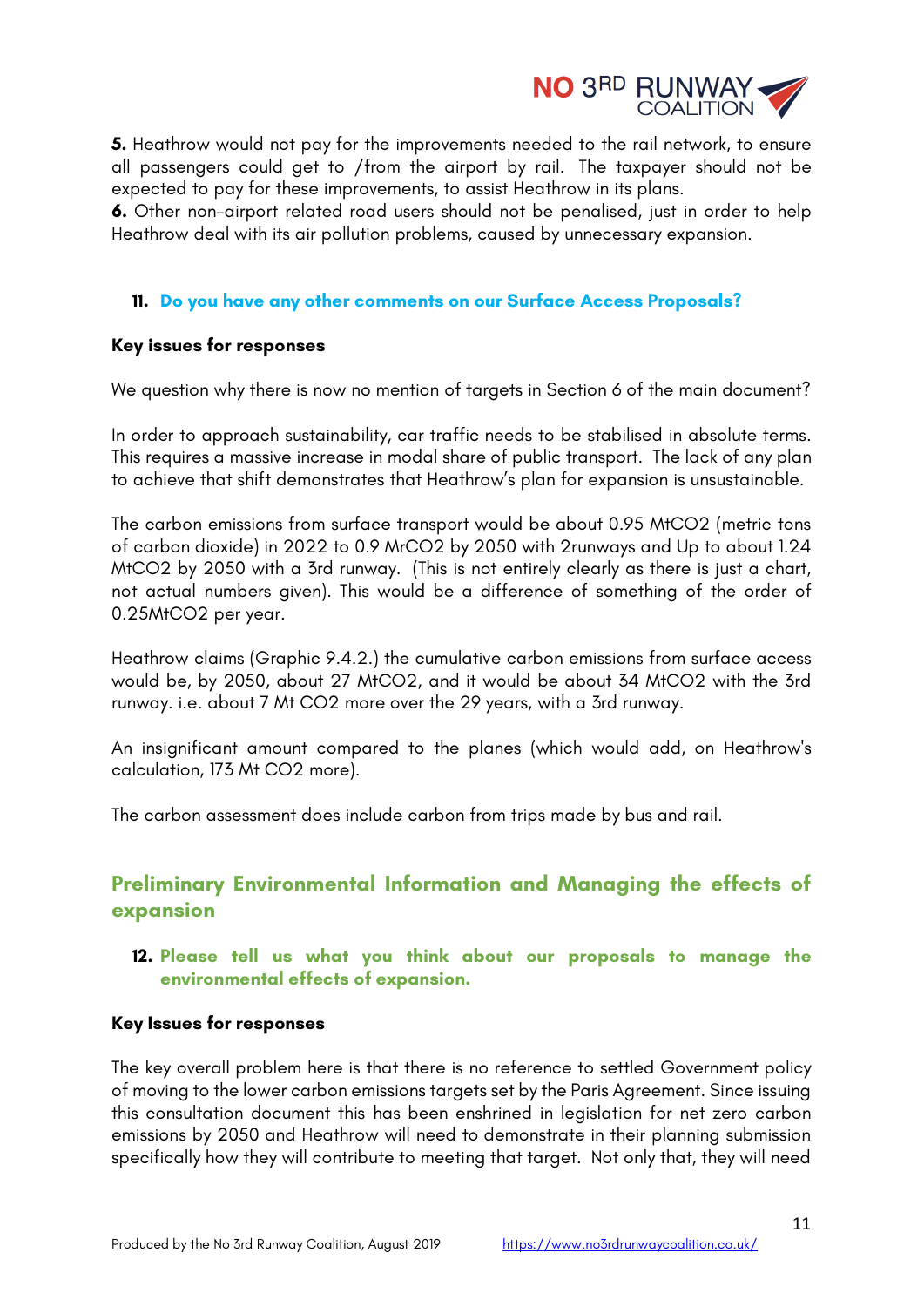**5.** Heathrow would not pay for the improvements needed to the rail network, to ensure all passengers could get to /from the airport by rail. The taxpayer should not be expected to pay for these improvements, to assist Heathrow in its plans.
**6.** Other non-airport related road users should not be penalised, just in order to help Heathrow deal with its air pollution problems, caused by unnecessary expansion.

### 11. Do you have any other comments on our Surface Access Proposals?

**Key issues for responses**

We question why there is now no mention of targets in Section 6 of the main document?

In order to approach sustainability, car traffic needs to be stabilised in absolute terms. This requires a massive increase in modal share of public transport. The lack of any plan to achieve that shift demonstrates that Heathrow's plan for expansion is unsustainable.

The carbon emissions from surface transport would be about 0.95 $MtCO_2$ (metric tons of carbon dioxide) in 2022 to 0.9 $MrCO_2$ by 2050 with 2runways and Up to about 1.24 $MtCO_2$ by 2050 with a 3rd runway. (This is not entirely clearly as there is just a chart, not actual numbers given). This would be a difference of something of the order of 0.25$MtCO_2$ per year.

Heathrow claims (Graphic 9.4.2.) the cumulative carbon emissions from surface access would be, by 2050, about 27 $MtCO_2$, and it would be about 34 $MtCO_2$ with the 3rd runway. i.e. about 7 Mt $CO_2$ more over the 29 years, with a 3rd runway.

An insignificant amount compared to the planes (which would add, on Heathrow's calculation, 173 Mt $CO_2$ more).

The carbon assessment does include carbon from trips made by bus and rail.

## Preliminary Environmental Information and Managing the effects of expansion

### 12. Please tell us what you think about our proposals to manage the environmental effects of expansion.

**Key Issues for responses**

The key overall problem here is that there is no reference to settled Government policy of moving to the lower carbon emissions targets set by the Paris Agreement. Since issuing this consultation document this has been enshrined in legislation for net zero carbon emissions by 2050 and Heathrow will need to demonstrate in their planning submission specifically how they will contribute to meeting that target. Not only that, they will need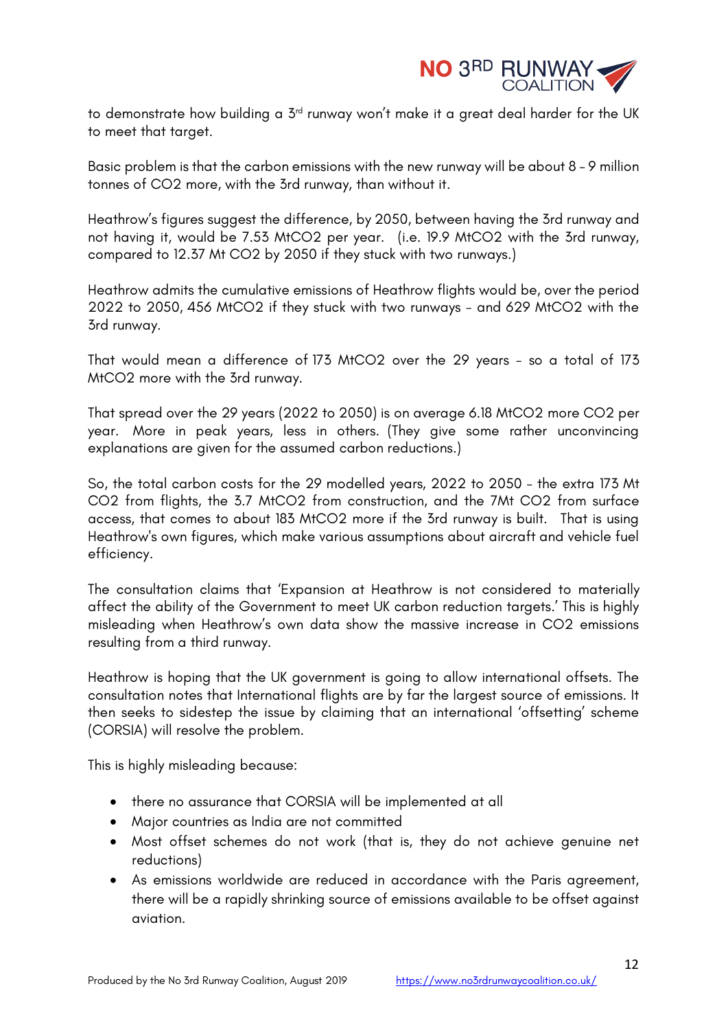to demonstrate how building a 3rd runway won't make it a great deal harder for the UK to meet that target.

Basic problem is that the carbon emissions with the new runway will be about 8 – 9 million tonnes of $CO_2$ more, with the 3rd runway, than without it.

Heathrow's figures suggest the difference, by 2050, between having the 3rd runway and not having it, would be 7.53 $MtCO_2$ per year. (i.e. 19.9 $MtCO_2$ with the 3rd runway, compared to 12.37 Mt $CO_2$ by 2050 if they stuck with two runways.)

Heathrow admits the cumulative emissions of Heathrow flights would be, over the period 2022 to 2050, 456 $MtCO_2$ if they stuck with two runways – and 629 $MtCO_2$ with the 3rd runway.

That would mean a difference of 173 $MtCO_2$ over the 29 years – so a total of 173 $MtCO_2$ more with the 3rd runway.

That spread over the 29 years (2022 to 2050) is on average 6.18 $MtCO_2$ more $CO_2$ per year. More in peak years, less in others. (They give some rather unconvincing explanations are given for the assumed carbon reductions.)

So, the total carbon costs for the 29 modelled years, 2022 to 2050 – the extra 173 Mt $CO_2$ from flights, the 3.7 $MtCO_2$ from construction, and the 7Mt $CO_2$ from surface access, that comes to about 183 $MtCO_2$ more if the 3rd runway is built. That is using Heathrow's own figures, which make various assumptions about aircraft and vehicle fuel efficiency.

The consultation claims that 'Expansion at Heathrow is not considered to materially affect the ability of the Government to meet UK carbon reduction targets.' This is highly misleading when Heathrow's own data show the massive increase in $CO_2$ emissions resulting from a third runway.

Heathrow is hoping that the UK government is going to allow international offsets. The consultation notes that International flights are by far the largest source of emissions. It then seeks to sidestep the issue by claiming that an international 'offsetting' scheme (CORSIA) will resolve the problem.

This is highly misleading because:

- there no assurance that CORSIA will be implemented at all
- Major countries as India are not committed
- Most offset schemes do not work (that is, they do not achieve genuine net reductions)
- As emissions worldwide are reduced in accordance with the Paris agreement, there will be a rapidly shrinking source of emissions available to be offset against aviation.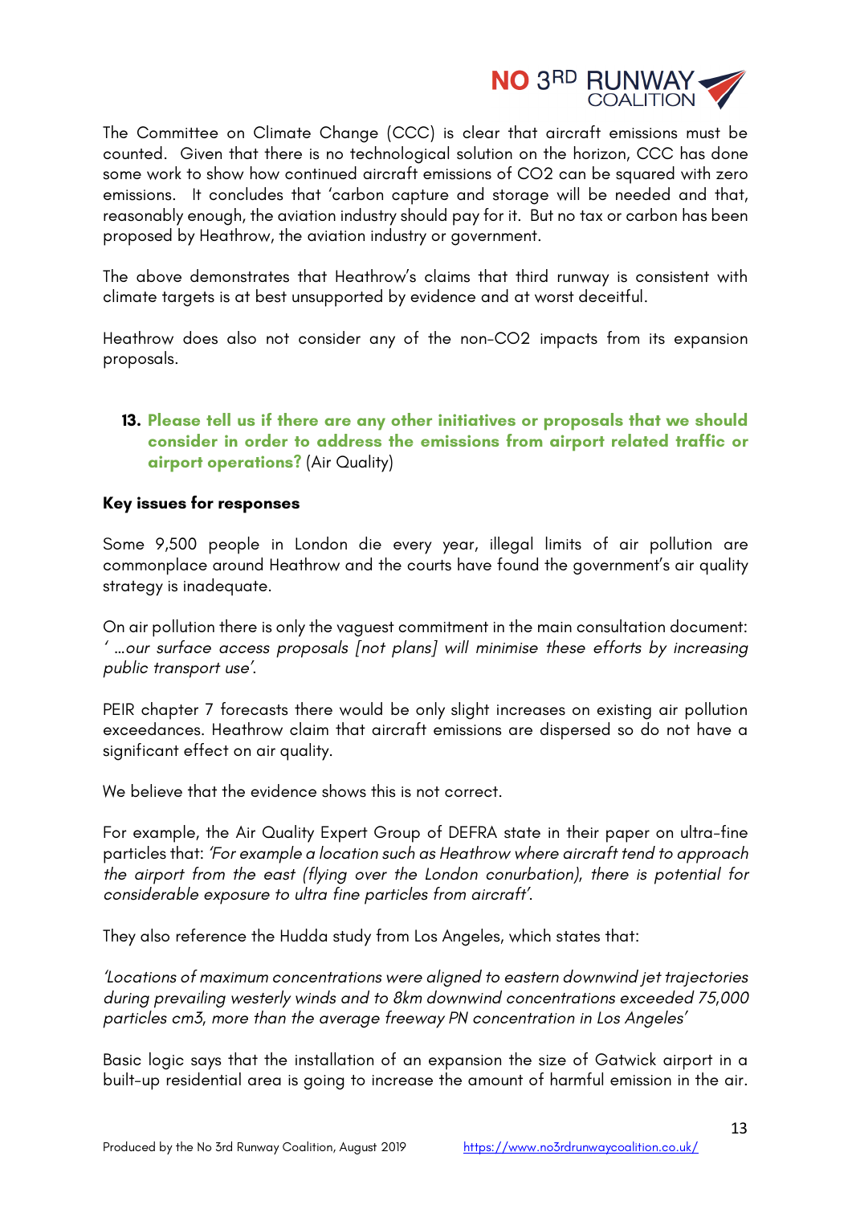The Committee on Climate Change (CCC) is clear that aircraft emissions must be counted. Given that there is no technological solution on the horizon, CCC has done some work to show how continued aircraft emissions of $CO_2$ can be squared with zero emissions. It concludes that 'carbon capture and storage will be needed and that, reasonably enough, the aviation industry should pay for it. But no tax or carbon has been proposed by Heathrow, the aviation industry or government.

The above demonstrates that Heathrow's claims that third runway is consistent with climate targets is at best unsupported by evidence and at worst deceitful.

Heathrow does also not consider any of the non-$CO_2$ impacts from its expansion proposals.

13. **Please tell us if there are any other initiatives or proposals that we should consider in order to address the emissions from airport related traffic or airport operations?** (Air Quality)

**Key issues for responses**

Some 9,500 people in London die every year, illegal limits of air pollution are commonplace around Heathrow and the courts have found the government's air quality strategy is inadequate.

On air pollution there is only the vaguest commitment in the main consultation document: *' …our surface access proposals [not plans] will minimise these efforts by increasing public transport use'.*

PEIR chapter 7 forecasts there would be only slight increases on existing air pollution exceedances. Heathrow claim that aircraft emissions are dispersed so do not have a significant effect on air quality.

We believe that the evidence shows this is not correct.

For example, the Air Quality Expert Group of DEFRA state in their paper on ultra-fine particles that: *'For example a location such as Heathrow where aircraft tend to approach the airport from the east (flying over the London conurbation), there is potential for considerable exposure to ultra fine particles from aircraft'.*

They also reference the Hudda study from Los Angeles, which states that:

*'Locations of maximum concentrations were aligned to eastern downwind jet trajectories during prevailing westerly winds and to 8km downwind concentrations exceeded 75,000 particles cm3, more than the average freeway PN concentration in Los Angeles'*

Basic logic says that the installation of an expansion the size of Gatwick airport in a built-up residential area is going to increase the amount of harmful emission in the air.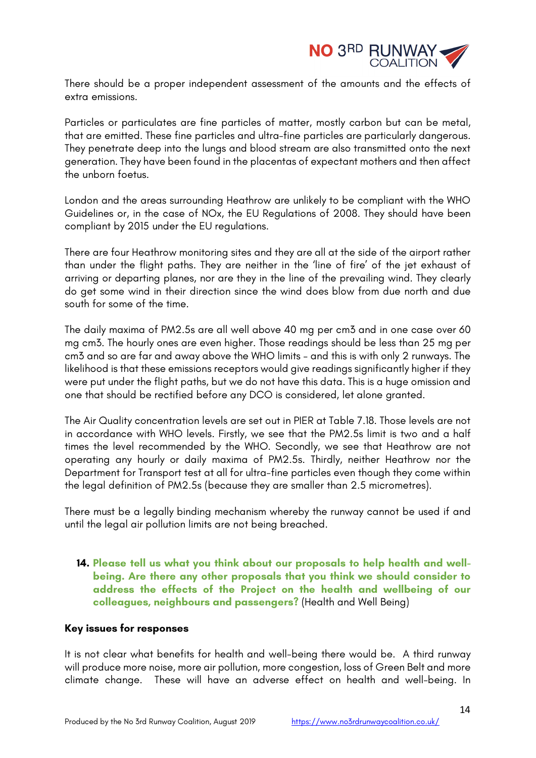There should be a proper independent assessment of the amounts and the effects of extra emissions.

Particles or particulates are fine particles of matter, mostly carbon but can be metal, that are emitted. These fine particles and ultra-fine particles are particularly dangerous. They penetrate deep into the lungs and blood stream are also transmitted onto the next generation. They have been found in the placentas of expectant mothers and then affect the unborn foetus.

London and the areas surrounding Heathrow are unlikely to be compliant with the WHO Guidelines or, in the case of NOx, the EU Regulations of 2008. They should have been compliant by 2015 under the EU regulations.

There are four Heathrow monitoring sites and they are all at the side of the airport rather than under the flight paths. They are neither in the 'line of fire' of the jet exhaust of arriving or departing planes, nor are they in the line of the prevailing wind. They clearly do get some wind in their direction since the wind does blow from due north and due south for some of the time.

The daily maxima of PM2.5s are all well above 40 mg per cm3 and in one case over 60 mg cm3. The hourly ones are even higher. Those readings should be less than 25 mg per cm3 and so are far and away above the WHO limits - and this is with only 2 runways. The likelihood is that these emissions receptors would give readings significantly higher if they were put under the flight paths, but we do not have this data. This is a huge omission and one that should be rectified before any DCO is considered, let alone granted.

The Air Quality concentration levels are set out in PIER at Table 7.18. Those levels are not in accordance with WHO levels. Firstly, we see that the PM2.5s limit is two and a half times the level recommended by the WHO. Secondly, we see that Heathrow are not operating any hourly or daily maxima of PM2.5s. Thirdly, neither Heathrow nor the Department for Transport test at all for ultra-fine particles even though they come within the legal definition of PM2.5s (because they are smaller than 2.5 micrometres).

There must be a legally binding mechanism whereby the runway cannot be used if and until the legal air pollution limits are not being breached.

14. **Please tell us what you think about our proposals to help health and well-being. Are there any other proposals that you think we should consider to address the effects of the Project on the health and wellbeing of our colleagues, neighbours and passengers?** (Health and Well Being)

**Key issues for responses**

It is not clear what benefits for health and well-being there would be. A third runway will produce more noise, more air pollution, more congestion, loss of Green Belt and more climate change. These will have an adverse effect on health and well-being. In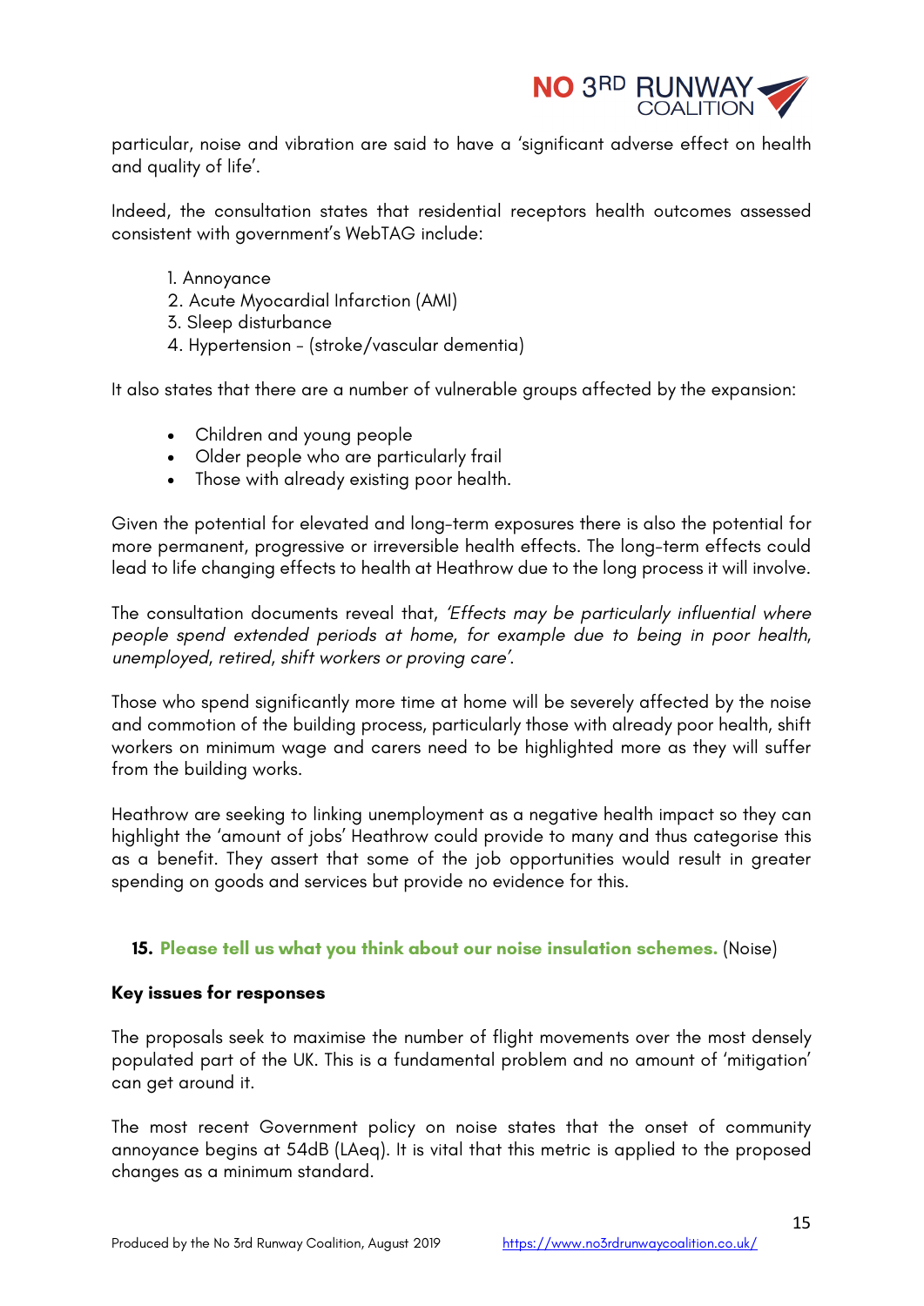particular, noise and vibration are said to have a 'significant adverse effect on health and quality of life'.

Indeed, the consultation states that residential receptors health outcomes assessed consistent with government's WebTAG include:

1. Annoyance
2. Acute Myocardial Infarction (AMI)
3. Sleep disturbance
4. Hypertension – (stroke/vascular dementia)

It also states that there are a number of vulnerable groups affected by the expansion:

- Children and young people
- Older people who are particularly frail
- Those with already existing poor health.

Given the potential for elevated and long-term exposures there is also the potential for more permanent, progressive or irreversible health effects. The long-term effects could lead to life changing effects to health at Heathrow due to the long process it will involve.

The consultation documents reveal that, *'Effects may be particularly influential where people spend extended periods at home, for example due to being in poor health, unemployed, retired, shift workers or proving care'.*

Those who spend significantly more time at home will be severely affected by the noise and commotion of the building process, particularly those with already poor health, shift workers on minimum wage and carers need to be highlighted more as they will suffer from the building works.

Heathrow are seeking to linking unemployment as a negative health impact so they can highlight the 'amount of jobs' Heathrow could provide to many and thus categorise this as a benefit. They assert that some of the job opportunities would result in greater spending on goods and services but provide no evidence for this.

### 15. Please tell us what you think about our noise insulation schemes. (Noise)

**Key issues for responses**

The proposals seek to maximise the number of flight movements over the most densely populated part of the UK. This is a fundamental problem and no amount of 'mitigation' can get around it.

The most recent Government policy on noise states that the onset of community annoyance begins at 54dB (LAeq). It is vital that this metric is applied to the proposed changes as a minimum standard.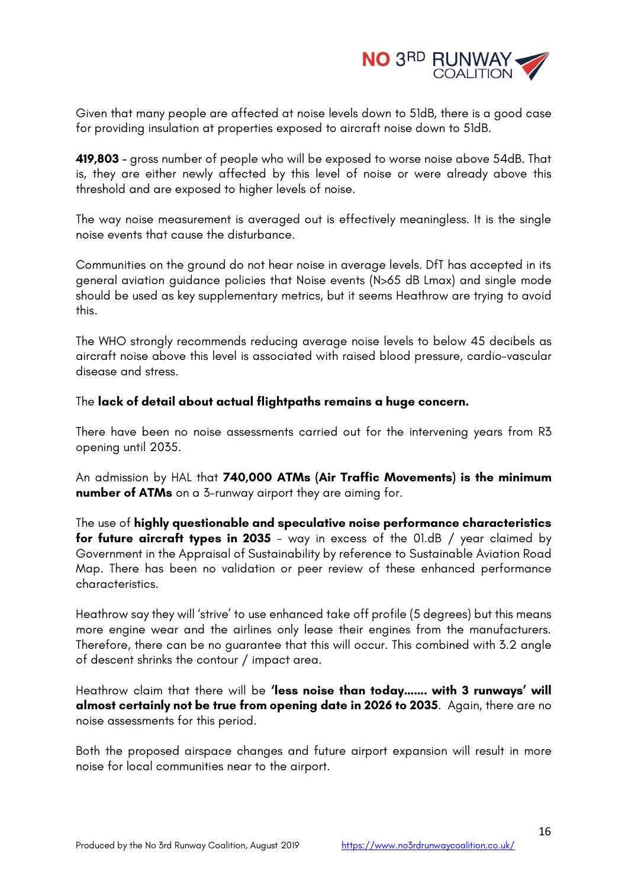Given that many people are affected at noise levels down to 51dB, there is a good case for providing insulation at properties exposed to aircraft noise down to 51dB.

**419,803** - gross number of people who will be exposed to worse noise above 54dB. That is, they are either newly affected by this level of noise or were already above this threshold and are exposed to higher levels of noise.

The way noise measurement is averaged out is effectively meaningless. It is the single noise events that cause the disturbance.

Communities on the ground do not hear noise in average levels. DfT has accepted in its general aviation guidance policies that Noise events (N>65 dB Lmax) and single mode should be used as key supplementary metrics, but it seems Heathrow are trying to avoid this.

The WHO strongly recommends reducing average noise levels to below 45 decibels as aircraft noise above this level is associated with raised blood pressure, cardio-vascular disease and stress.

The **lack of detail about actual flightpaths remains a huge concern.**

There have been no noise assessments carried out for the intervening years from R3 opening until 2035.

An admission by HAL that **740,000 ATMs (Air Traffic Movements) is the minimum number of ATMs** on a 3-runway airport they are aiming for.

The use of **highly questionable and speculative noise performance characteristics for future aircraft types in 2035** - way in excess of the 01.dB / year claimed by Government in the Appraisal of Sustainability by reference to Sustainable Aviation Road Map. There has been no validation or peer review of these enhanced performance characteristics.

Heathrow say they will 'strive' to use enhanced take off profile (5 degrees) but this means more engine wear and the airlines only lease their engines from the manufacturers. Therefore, there can be no guarantee that this will occur. This combined with 3.2 angle of descent shrinks the contour / impact area.

Heathrow claim that there will be **'less noise than today……. with 3 runways' will almost certainly not be true from opening date in 2026 to 2035**. Again, there are no noise assessments for this period.

Both the proposed airspace changes and future airport expansion will result in more noise for local communities near to the airport.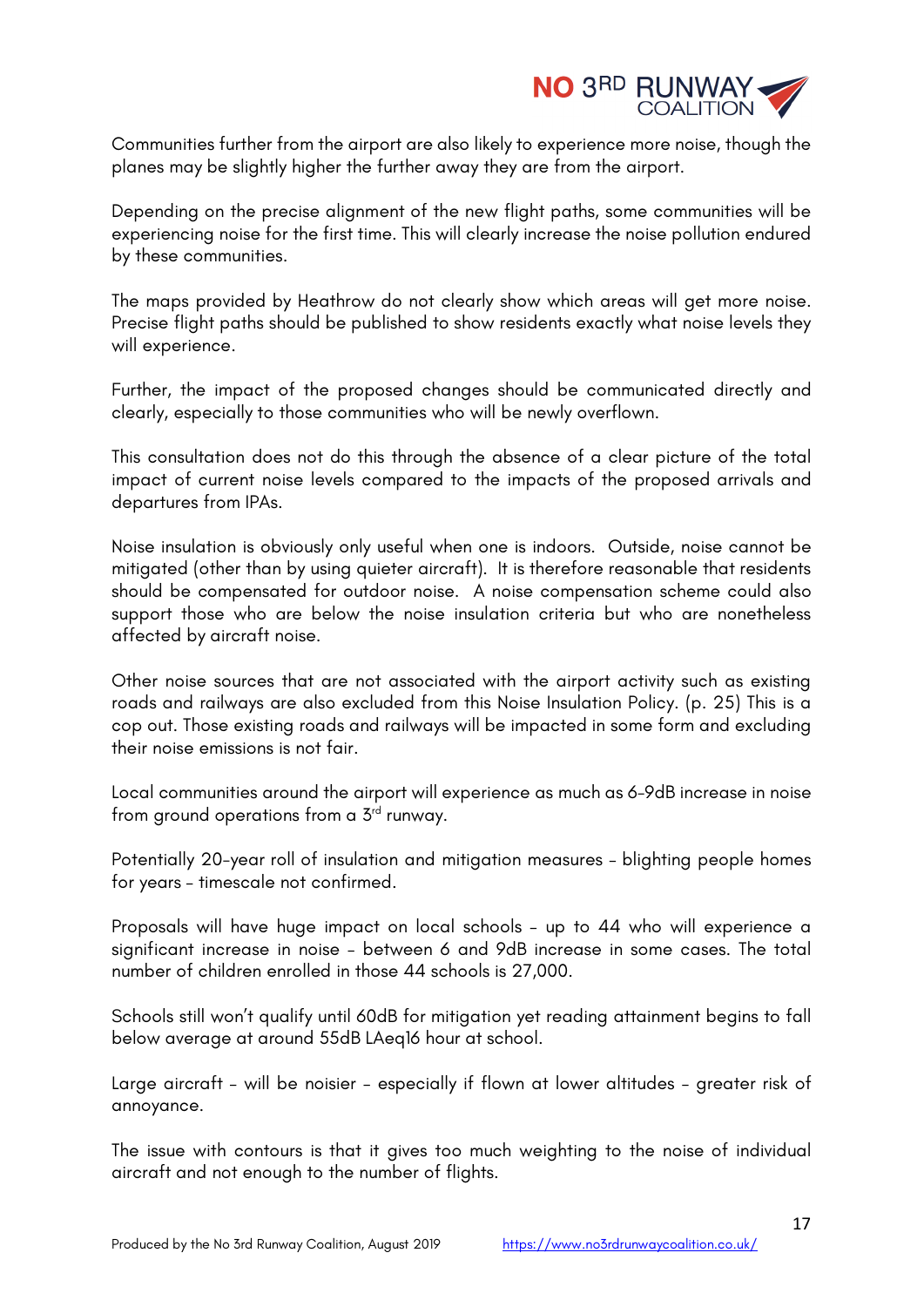Communities further from the airport are also likely to experience more noise, though the planes may be slightly higher the further away they are from the airport.

Depending on the precise alignment of the new flight paths, some communities will be experiencing noise for the first time. This will clearly increase the noise pollution endured by these communities.

The maps provided by Heathrow do not clearly show which areas will get more noise. Precise flight paths should be published to show residents exactly what noise levels they will experience.

Further, the impact of the proposed changes should be communicated directly and clearly, especially to those communities who will be newly overflown.

This consultation does not do this through the absence of a clear picture of the total impact of current noise levels compared to the impacts of the proposed arrivals and departures from IPAs.

Noise insulation is obviously only useful when one is indoors. Outside, noise cannot be mitigated (other than by using quieter aircraft). It is therefore reasonable that residents should be compensated for outdoor noise. A noise compensation scheme could also support those who are below the noise insulation criteria but who are nonetheless affected by aircraft noise.

Other noise sources that are not associated with the airport activity such as existing roads and railways are also excluded from this Noise Insulation Policy. (p. 25) This is a cop out. Those existing roads and railways will be impacted in some form and excluding their noise emissions is not fair.

Local communities around the airport will experience as much as 6-9dB increase in noise from ground operations from a 3rd runway.

Potentially 20-year roll of insulation and mitigation measures – blighting people homes for years – timescale not confirmed.

Proposals will have huge impact on local schools – up to 44 who will experience a significant increase in noise – between 6 and 9dB increase in some cases. The total number of children enrolled in those 44 schools is 27,000.

Schools still won't qualify until 60dB for mitigation yet reading attainment begins to fall below average at around 55dB LAeq16 hour at school.

Large aircraft – will be noisier – especially if flown at lower altitudes – greater risk of annoyance.

The issue with contours is that it gives too much weighting to the noise of individual aircraft and not enough to the number of flights.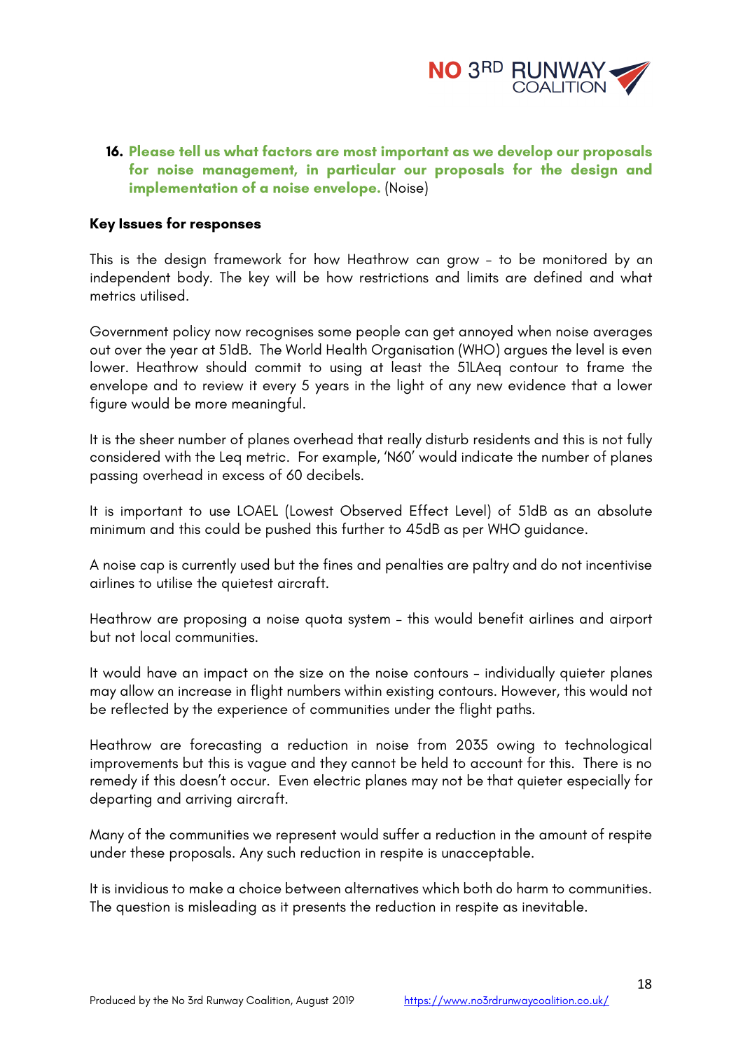**16. Please tell us what factors are most important as we develop our proposals for noise management, in particular our proposals for the design and implementation of a noise envelope.** (Noise)

**Key Issues for responses**

This is the design framework for how Heathrow can grow – to be monitored by an independent body. The key will be how restrictions and limits are defined and what metrics utilised.

Government policy now recognises some people can get annoyed when noise averages out over the year at 51dB. The World Health Organisation (WHO) argues the level is even lower. Heathrow should commit to using at least the 51LAeq contour to frame the envelope and to review it every 5 years in the light of any new evidence that a lower figure would be more meaningful.

It is the sheer number of planes overhead that really disturb residents and this is not fully considered with the Leq metric. For example, 'N60' would indicate the number of planes passing overhead in excess of 60 decibels.

It is important to use LOAEL (Lowest Observed Effect Level) of 51dB as an absolute minimum and this could be pushed this further to 45dB as per WHO guidance.

A noise cap is currently used but the fines and penalties are paltry and do not incentivise airlines to utilise the quietest aircraft.

Heathrow are proposing a noise quota system – this would benefit airlines and airport but not local communities.

It would have an impact on the size on the noise contours – individually quieter planes may allow an increase in flight numbers within existing contours. However, this would not be reflected by the experience of communities under the flight paths.

Heathrow are forecasting a reduction in noise from 2035 owing to technological improvements but this is vague and they cannot be held to account for this. There is no remedy if this doesn't occur. Even electric planes may not be that quieter especially for departing and arriving aircraft.

Many of the communities we represent would suffer a reduction in the amount of respite under these proposals. Any such reduction in respite is unacceptable.

It is invidious to make a choice between alternatives which both do harm to communities. The question is misleading as it presents the reduction in respite as inevitable.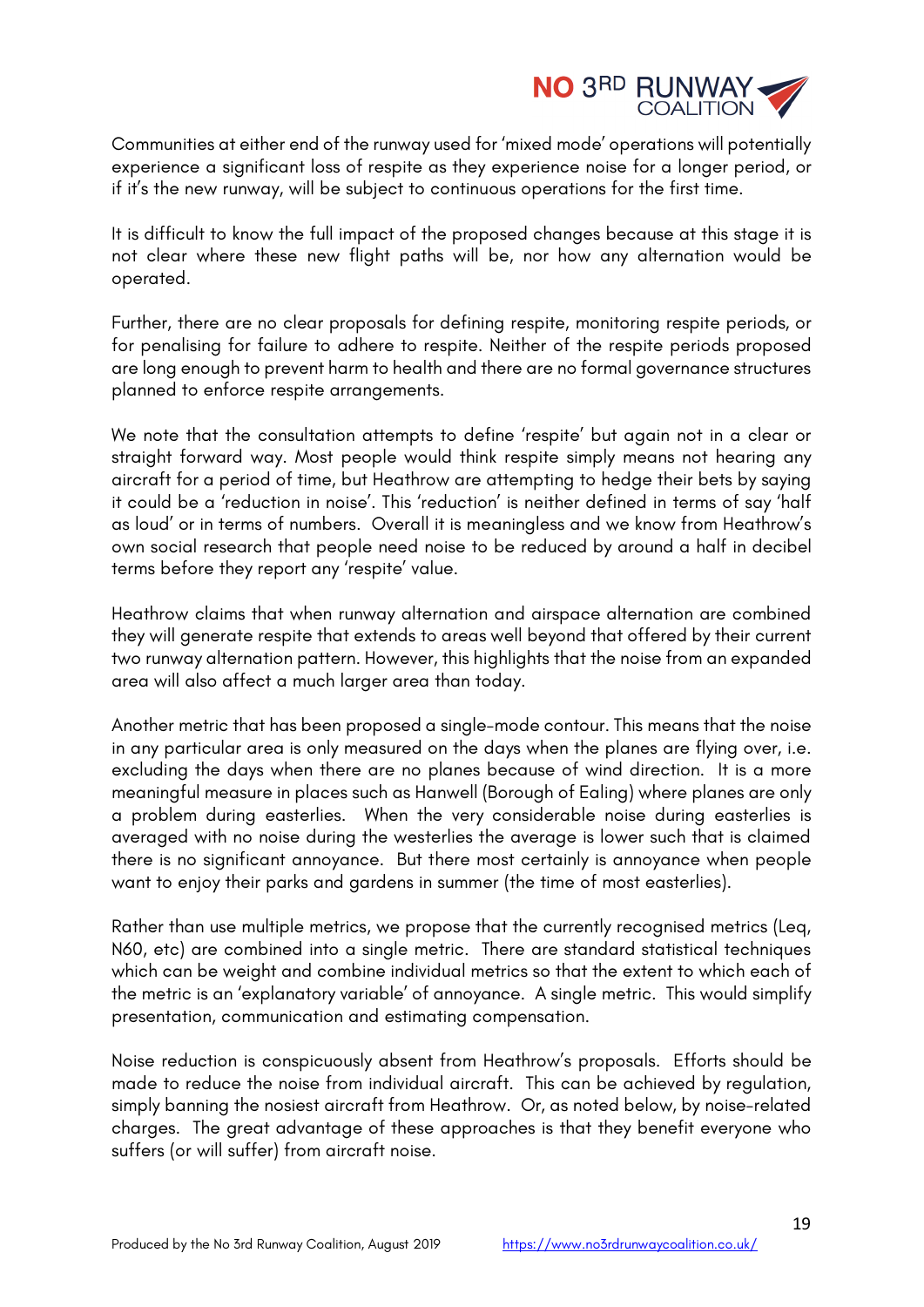Communities at either end of the runway used for 'mixed mode' operations will potentially experience a significant loss of respite as they experience noise for a longer period, or if it's the new runway, will be subject to continuous operations for the first time.

It is difficult to know the full impact of the proposed changes because at this stage it is not clear where these new flight paths will be, nor how any alternation would be operated.

Further, there are no clear proposals for defining respite, monitoring respite periods, or for penalising for failure to adhere to respite. Neither of the respite periods proposed are long enough to prevent harm to health and there are no formal governance structures planned to enforce respite arrangements.

We note that the consultation attempts to define 'respite' but again not in a clear or straight forward way. Most people would think respite simply means not hearing any aircraft for a period of time, but Heathrow are attempting to hedge their bets by saying it could be a 'reduction in noise'. This 'reduction' is neither defined in terms of say 'half as loud' or in terms of numbers. Overall it is meaningless and we know from Heathrow's own social research that people need noise to be reduced by around a half in decibel terms before they report any 'respite' value.

Heathrow claims that when runway alternation and airspace alternation are combined they will generate respite that extends to areas well beyond that offered by their current two runway alternation pattern. However, this highlights that the noise from an expanded area will also affect a much larger area than today.

Another metric that has been proposed a single-mode contour. This means that the noise in any particular area is only measured on the days when the planes are flying over, i.e. excluding the days when there are no planes because of wind direction. It is a more meaningful measure in places such as Hanwell (Borough of Ealing) where planes are only a problem during easterlies. When the very considerable noise during easterlies is averaged with no noise during the westerlies the average is lower such that is claimed there is no significant annoyance. But there most certainly is annoyance when people want to enjoy their parks and gardens in summer (the time of most easterlies).

Rather than use multiple metrics, we propose that the currently recognised metrics (Leq, N60, etc) are combined into a single metric. There are standard statistical techniques which can be weight and combine individual metrics so that the extent to which each of the metric is an 'explanatory variable' of annoyance. A single metric. This would simplify presentation, communication and estimating compensation.

Noise reduction is conspicuously absent from Heathrow's proposals. Efforts should be made to reduce the noise from individual aircraft. This can be achieved by regulation, simply banning the nosiest aircraft from Heathrow. Or, as noted below, by noise-related charges. The great advantage of these approaches is that they benefit everyone who suffers (or will suffer) from aircraft noise.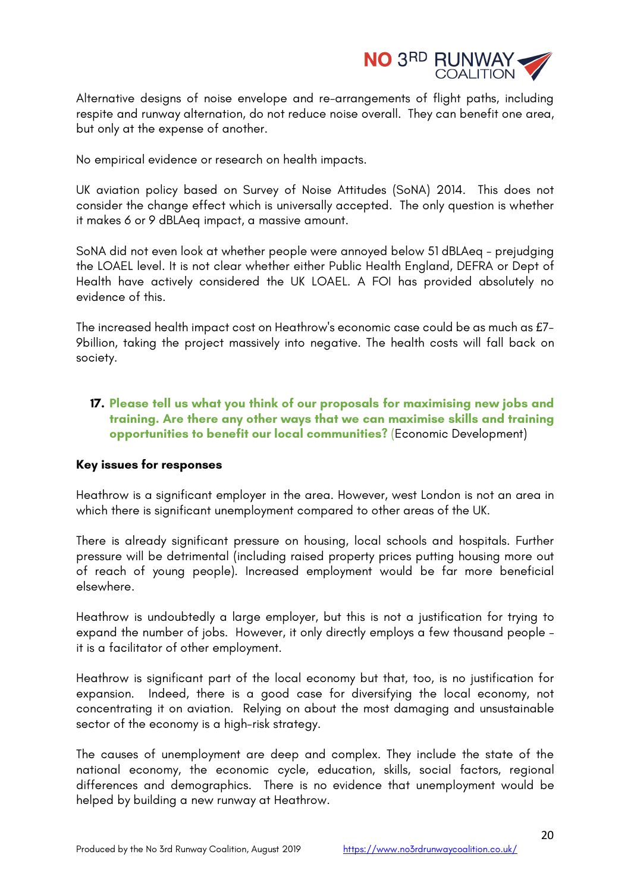Alternative designs of noise envelope and re-arrangements of flight paths, including respite and runway alternation, do not reduce noise overall. They can benefit one area, but only at the expense of another.

No empirical evidence or research on health impacts.

UK aviation policy based on Survey of Noise Attitudes (SoNA) 2014. This does not consider the change effect which is universally accepted. The only question is whether it makes 6 or 9 dBLAeq impact, a massive amount.

SoNA did not even look at whether people were annoyed below 51 dBLAeq - prejudging the LOAEL level. It is not clear whether either Public Health England, DEFRA or Dept of Health have actively considered the UK LOAEL. A FOI has provided absolutely no evidence of this.

The increased health impact cost on Heathrow's economic case could be as much as £7-9billion, taking the project massively into negative. The health costs will fall back on society.

17. **Please tell us what you think of our proposals for maximising new jobs and training. Are there any other ways that we can maximise skills and training opportunities to benefit our local communities?** (Economic Development)

**Key issues for responses**

Heathrow is a significant employer in the area. However, west London is not an area in which there is significant unemployment compared to other areas of the UK.

There is already significant pressure on housing, local schools and hospitals. Further pressure will be detrimental (including raised property prices putting housing more out of reach of young people). Increased employment would be far more beneficial elsewhere.

Heathrow is undoubtedly a large employer, but this is not a justification for trying to expand the number of jobs. However, it only directly employs a few thousand people - it is a facilitator of other employment.

Heathrow is significant part of the local economy but that, too, is no justification for expansion. Indeed, there is a good case for diversifying the local economy, not concentrating it on aviation. Relying on about the most damaging and unsustainable sector of the economy is a high-risk strategy.

The causes of unemployment are deep and complex. They include the state of the national economy, the economic cycle, education, skills, social factors, regional differences and demographics. There is no evidence that unemployment would be helped by building a new runway at Heathrow.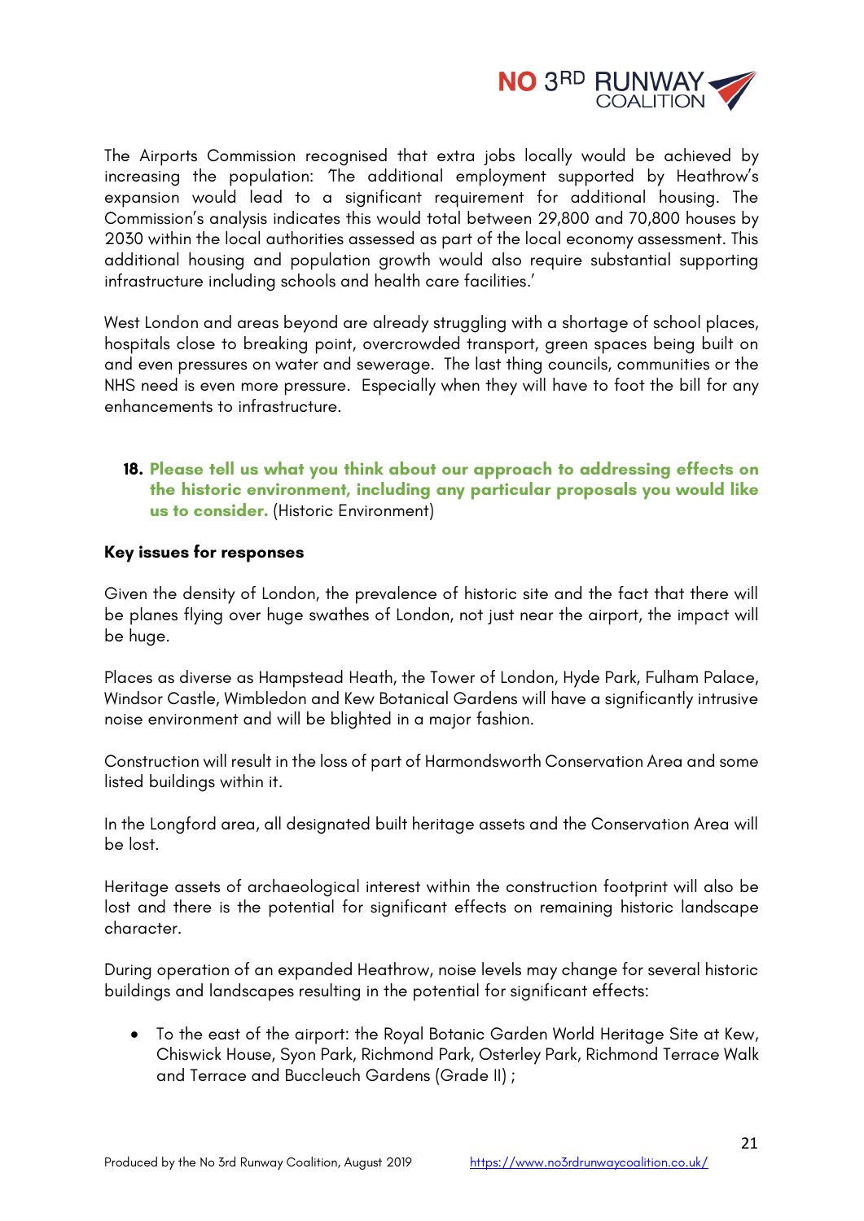The Airports Commission recognised that extra jobs locally would be achieved by increasing the population: 'The additional employment supported by Heathrow's expansion would lead to a significant requirement for additional housing. The Commission's analysis indicates this would total between 29,800 and 70,800 houses by 2030 within the local authorities assessed as part of the local economy assessment. This additional housing and population growth would also require substantial supporting infrastructure including schools and health care facilities.'

West London and areas beyond are already struggling with a shortage of school places, hospitals close to breaking point, overcrowded transport, green spaces being built on and even pressures on water and sewerage. The last thing councils, communities or the NHS need is even more pressure. Especially when they will have to foot the bill for any enhancements to infrastructure.

**18. Please tell us what you think about our approach to addressing effects on the historic environment, including any particular proposals you would like us to consider.** (Historic Environment)

**Key issues for responses**

Given the density of London, the prevalence of historic site and the fact that there will be planes flying over huge swathes of London, not just near the airport, the impact will be huge.

Places as diverse as Hampstead Heath, the Tower of London, Hyde Park, Fulham Palace, Windsor Castle, Wimbledon and Kew Botanical Gardens will have a significantly intrusive noise environment and will be blighted in a major fashion.

Construction will result in the loss of part of Harmondsworth Conservation Area and some listed buildings within it.

In the Longford area, all designated built heritage assets and the Conservation Area will be lost.

Heritage assets of archaeological interest within the construction footprint will also be lost and there is the potential for significant effects on remaining historic landscape character.

During operation of an expanded Heathrow, noise levels may change for several historic buildings and landscapes resulting in the potential for significant effects:

- To the east of the airport: the Royal Botanic Garden World Heritage Site at Kew, Chiswick House, Syon Park, Richmond Park, Osterley Park, Richmond Terrace Walk and Terrace and Buccleuch Gardens (Grade II) ;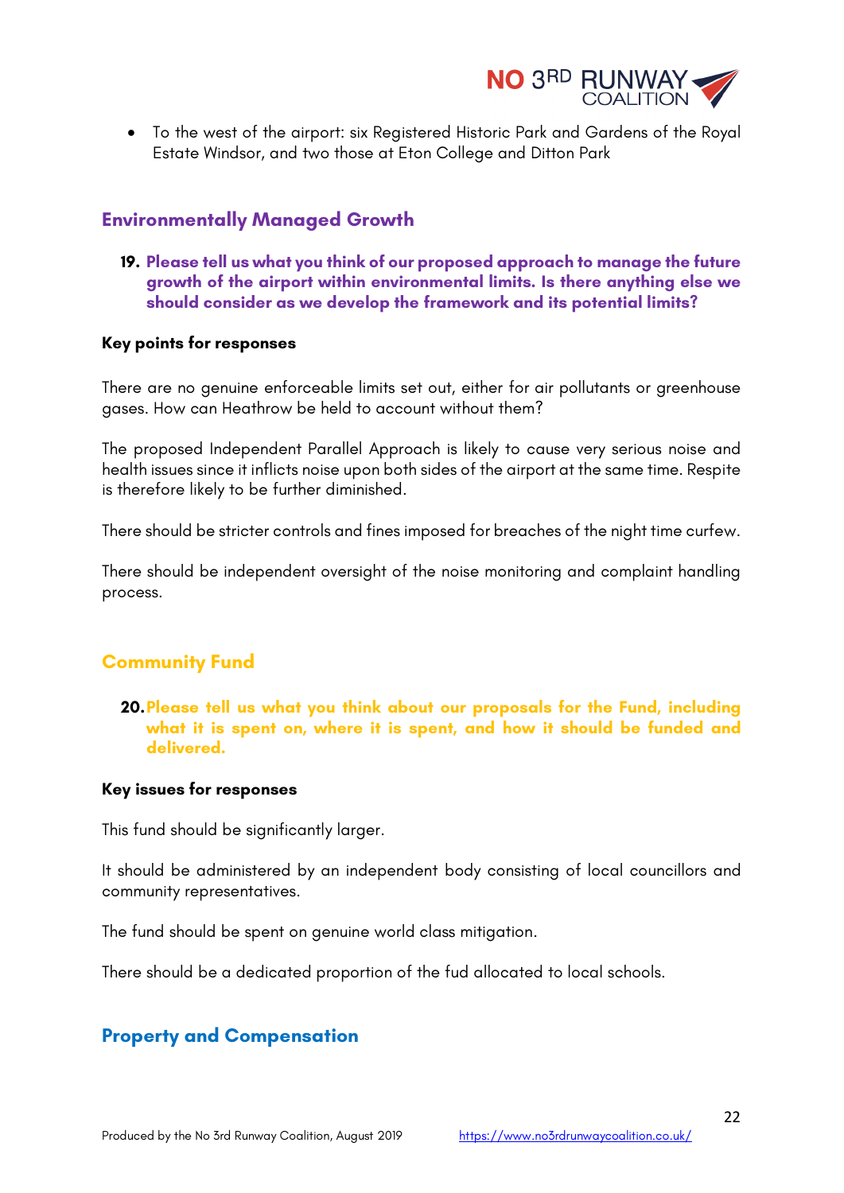- To the west of the airport: six Registered Historic Park and Gardens of the Royal Estate Windsor, and two those at Eton College and Ditton Park

## Environmentally Managed Growth

**19. Please tell us what you think of our proposed approach to manage the future growth of the airport within environmental limits. Is there anything else we should consider as we develop the framework and its potential limits?**

**Key points for responses**

There are no genuine enforceable limits set out, either for air pollutants or greenhouse gases. How can Heathrow be held to account without them?

The proposed Independent Parallel Approach is likely to cause very serious noise and health issues since it inflicts noise upon both sides of the airport at the same time. Respite is therefore likely to be further diminished.

There should be stricter controls and fines imposed for breaches of the night time curfew.

There should be independent oversight of the noise monitoring and complaint handling process.

## Community Fund

**20. Please tell us what you think about our proposals for the Fund, including what it is spent on, where it is spent, and how it should be funded and delivered.**

**Key issues for responses**

This fund should be significantly larger.

It should be administered by an independent body consisting of local councillors and community representatives.

The fund should be spent on genuine world class mitigation.

There should be a dedicated proportion of the fud allocated to local schools.

## Property and Compensation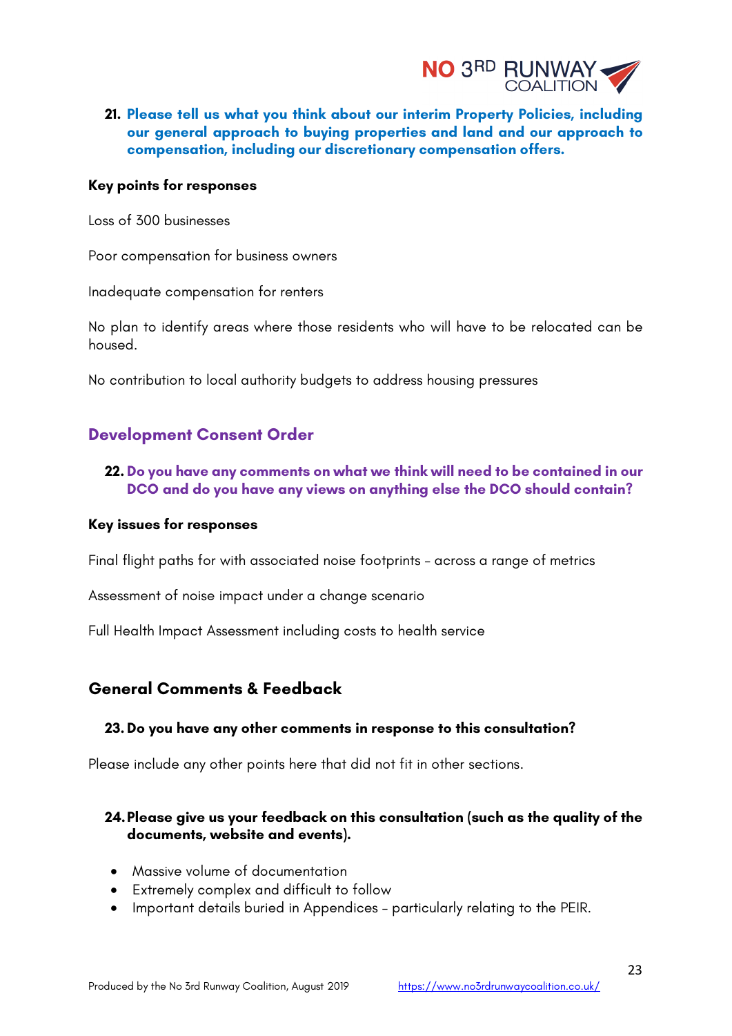**21. Please tell us what you think about our interim Property Policies, including our general approach to buying properties and land and our approach to compensation, including our discretionary compensation offers.**

**Key points for responses**

Loss of 300 businesses

Poor compensation for business owners

Inadequate compensation for renters

No plan to identify areas where those residents who will have to be relocated can be housed.

No contribution to local authority budgets to address housing pressures

## Development Consent Order

**22. Do you have any comments on what we think will need to be contained in our DCO and do you have any views on anything else the DCO should contain?**

**Key issues for responses**

Final flight paths for with associated noise footprints – across a range of metrics

Assessment of noise impact under a change scenario

Full Health Impact Assessment including costs to health service

## General Comments & Feedback

**23. Do you have any other comments in response to this consultation?**

Please include any other points here that did not fit in other sections.

**24. Please give us your feedback on this consultation (such as the quality of the documents, website and events).**

- Massive volume of documentation
- Extremely complex and difficult to follow
- Important details buried in Appendices – particularly relating to the PEIR.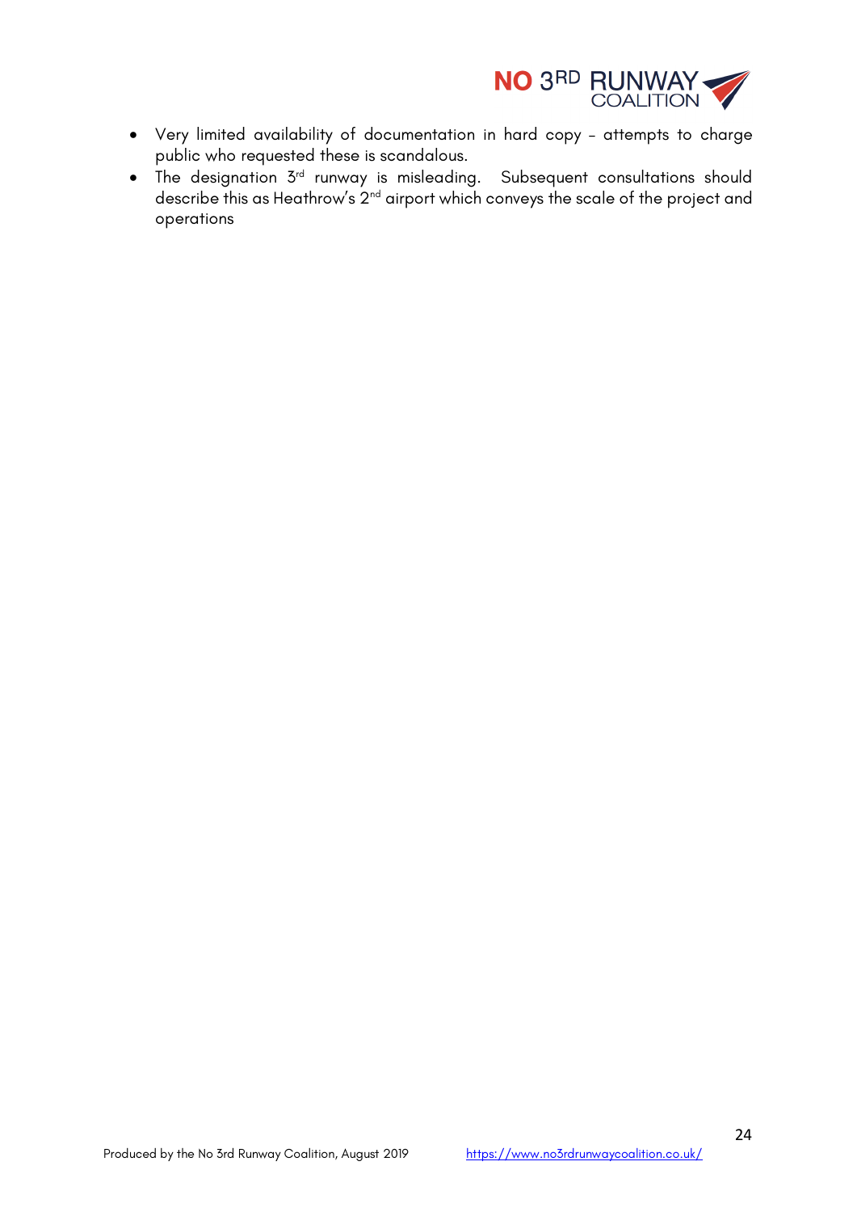- Very limited availability of documentation in hard copy – attempts to charge public who requested these is scandalous.
- The designation 3rd runway is misleading. Subsequent consultations should describe this as Heathrow's 2nd airport which conveys the scale of the project and operations